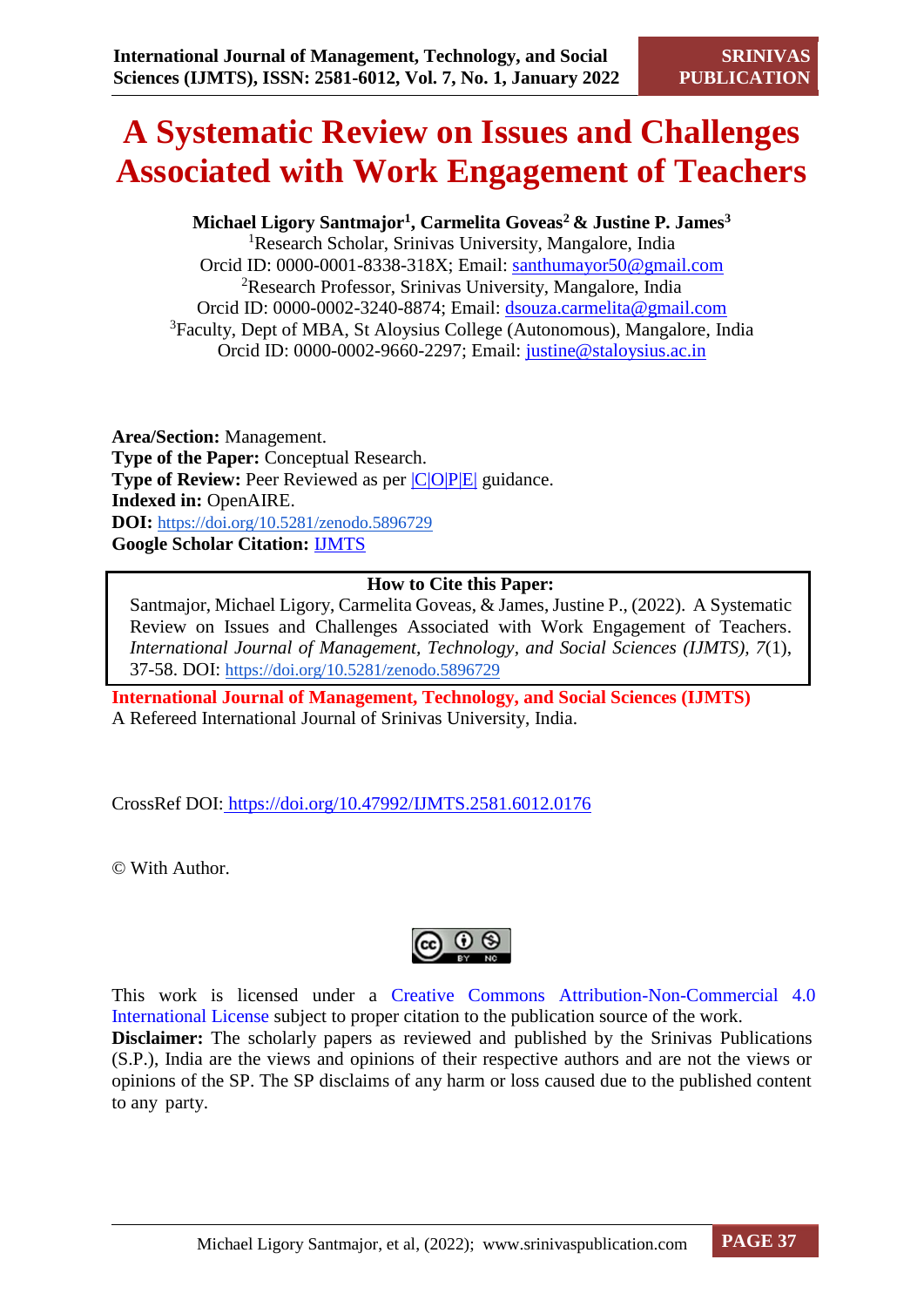# A Systematic Review on Issues and Challenges Associated with Work Engagement of Teachers

**Michael Ligory Santmajor[1], Carmelita Goveas[2] & Justine P. James[3]**

[1]Research Scholar, Srinivas University, Mangalore, India
Orcid ID: 0000-0001-8338-318X; Email: santhumayor50@gmail.com
[2]Research Professor, Srinivas University, Mangalore, India
Orcid ID: 0000-0002-3240-8874; Email: dsouza.carmelita@gmail.com
[3]Faculty, Dept of MBA, St Aloysius College (Autonomous), Mangalore, India
Orcid ID: 0000-0002-9660-2297; Email: justine@staloysius.ac.in

**Area/Section:** Management.
**Type of the Paper:** Conceptual Research.
**Type of Review:** Peer Reviewed as per |C|O|P|E| guidance.
**Indexed in:** OpenAIRE.
**DOI:** https://doi.org/10.5281/zenodo.5896729
**Google Scholar Citation:** IJMTS

**How to Cite this Paper:**

Santmajor, Michael Ligory, Carmelita Goveas, & James, Justine P., (2022). A Systematic Review on Issues and Challenges Associated with Work Engagement of Teachers. *International Journal of Management, Technology, and Social Sciences (IJMTS), 7*(1), 37-58. DOI: https://doi.org/10.5281/zenodo.5896729

**International Journal of Management, Technology, and Social Sciences (IJMTS)**
A Refereed International Journal of Srinivas University, India.

CrossRef DOI: https://doi.org/10.47992/IJMTS.2581.6012.0176

© With Author.

This work is licensed under a Creative Commons Attribution-Non-Commercial 4.0 International License subject to proper citation to the publication source of the work.

**Disclaimer:** The scholarly papers as reviewed and published by the Srinivas Publications (S.P.), India are the views and opinions of their respective authors and are not the views or opinions of the SP. The SP disclaims of any harm or loss caused due to the published content to any party.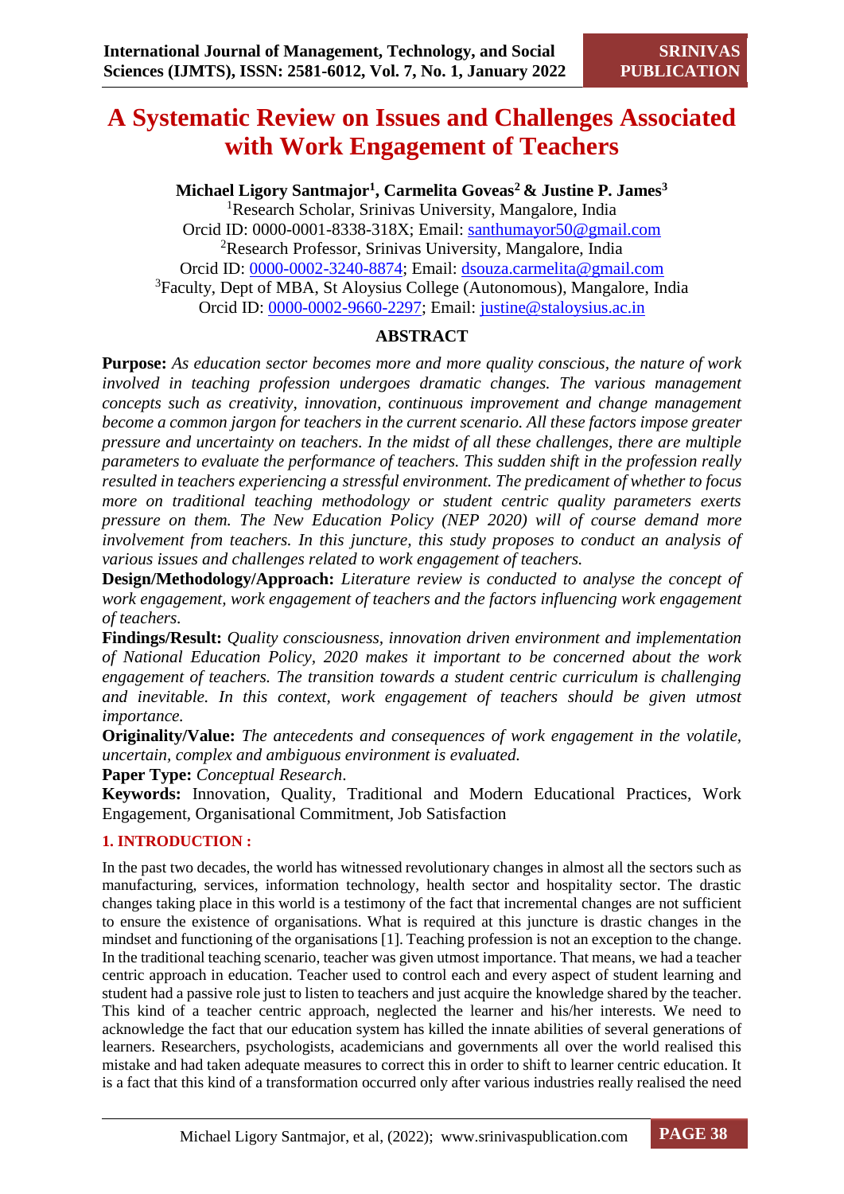# A Systematic Review on Issues and Challenges Associated with Work Engagement of Teachers

**Michael Ligory Santmajor[1], Carmelita Goveas[2] & Justine P. James[3]**

[1]Research Scholar, Srinivas University, Mangalore, India
Orcid ID: 0000-0001-8338-318X; Email: santhumayor50@gmail.com
[2]Research Professor, Srinivas University, Mangalore, India
Orcid ID: 0000-0002-3240-8874; Email: dsouza.carmelita@gmail.com
[3]Faculty, Dept of MBA, St Aloysius College (Autonomous), Mangalore, India
Orcid ID: 0000-0002-9660-2297; Email: justine@staloysius.ac.in

## ABSTRACT

**Purpose:** *As education sector becomes more and more quality conscious, the nature of work involved in teaching profession undergoes dramatic changes. The various management concepts such as creativity, innovation, continuous improvement and change management become a common jargon for teachers in the current scenario. All these factors impose greater pressure and uncertainty on teachers. In the midst of all these challenges, there are multiple parameters to evaluate the performance of teachers. This sudden shift in the profession really resulted in teachers experiencing a stressful environment. The predicament of whether to focus more on traditional teaching methodology or student centric quality parameters exerts pressure on them. The New Education Policy (NEP 2020) will of course demand more involvement from teachers. In this juncture, this study proposes to conduct an analysis of various issues and challenges related to work engagement of teachers.*

**Design/Methodology/Approach:** *Literature review is conducted to analyse the concept of work engagement, work engagement of teachers and the factors influencing work engagement of teachers.*

**Findings/Result:** *Quality consciousness, innovation driven environment and implementation of National Education Policy, 2020 makes it important to be concerned about the work engagement of teachers. The transition towards a student centric curriculum is challenging and inevitable. In this context, work engagement of teachers should be given utmost importance.*

**Originality/Value:** *The antecedents and consequences of work engagement in the volatile, uncertain, complex and ambiguous environment is evaluated.*

**Paper Type:** *Conceptual Research*.

**Keywords:** Innovation, Quality, Traditional and Modern Educational Practices, Work Engagement, Organisational Commitment, Job Satisfaction

## 1. INTRODUCTION :

In the past two decades, the world has witnessed revolutionary changes in almost all the sectors such as manufacturing, services, information technology, health sector and hospitality sector. The drastic changes taking place in this world is a testimony of the fact that incremental changes are not sufficient to ensure the existence of organisations. What is required at this juncture is drastic changes in the mindset and functioning of the organisations [1]. Teaching profession is not an exception to the change. In the traditional teaching scenario, teacher was given utmost importance. That means, we had a teacher centric approach in education. Teacher used to control each and every aspect of student learning and student had a passive role just to listen to teachers and just acquire the knowledge shared by the teacher. This kind of a teacher centric approach, neglected the learner and his/her interests. We need to acknowledge the fact that our education system has killed the innate abilities of several generations of learners. Researchers, psychologists, academicians and governments all over the world realised this mistake and had taken adequate measures to correct this in order to shift to learner centric education. It is a fact that this kind of a transformation occurred only after various industries really realised the need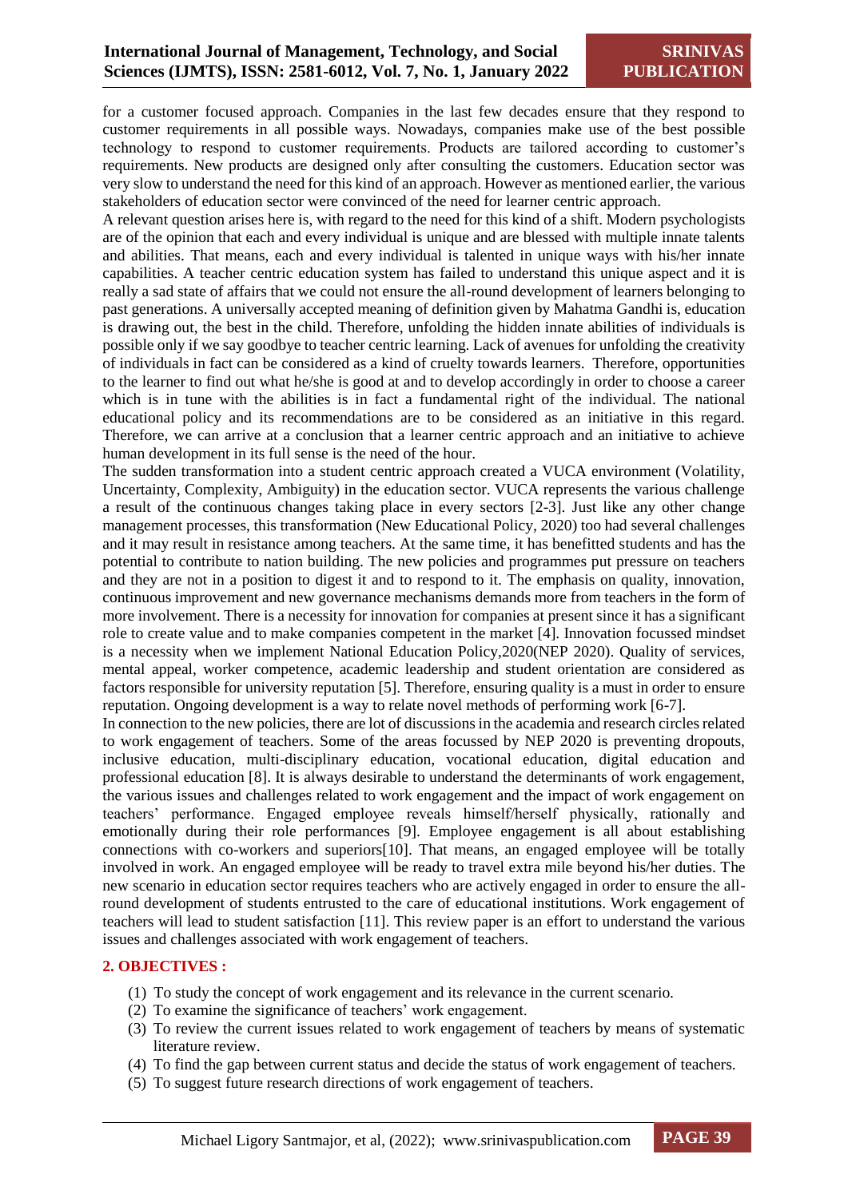for a customer focused approach. Companies in the last few decades ensure that they respond to customer requirements in all possible ways. Nowadays, companies make use of the best possible technology to respond to customer requirements. Products are tailored according to customer's requirements. New products are designed only after consulting the customers. Education sector was very slow to understand the need for this kind of an approach. However as mentioned earlier, the various stakeholders of education sector were convinced of the need for learner centric approach.

A relevant question arises here is, with regard to the need for this kind of a shift. Modern psychologists are of the opinion that each and every individual is unique and are blessed with multiple innate talents and abilities. That means, each and every individual is talented in unique ways with his/her innate capabilities. A teacher centric education system has failed to understand this unique aspect and it is really a sad state of affairs that we could not ensure the all-round development of learners belonging to past generations. A universally accepted meaning of definition given by Mahatma Gandhi is, education is drawing out, the best in the child. Therefore, unfolding the hidden innate abilities of individuals is possible only if we say goodbye to teacher centric learning. Lack of avenues for unfolding the creativity of individuals in fact can be considered as a kind of cruelty towards learners. Therefore, opportunities to the learner to find out what he/she is good at and to develop accordingly in order to choose a career which is in tune with the abilities is in fact a fundamental right of the individual. The national educational policy and its recommendations are to be considered as an initiative in this regard. Therefore, we can arrive at a conclusion that a learner centric approach and an initiative to achieve human development in its full sense is the need of the hour.

The sudden transformation into a student centric approach created a VUCA environment (Volatility, Uncertainty, Complexity, Ambiguity) in the education sector. VUCA represents the various challenge a result of the continuous changes taking place in every sectors [2-3]. Just like any other change management processes, this transformation (New Educational Policy, 2020) too had several challenges and it may result in resistance among teachers. At the same time, it has benefitted students and has the potential to contribute to nation building. The new policies and programmes put pressure on teachers and they are not in a position to digest it and to respond to it. The emphasis on quality, innovation, continuous improvement and new governance mechanisms demands more from teachers in the form of more involvement. There is a necessity for innovation for companies at present since it has a significant role to create value and to make companies competent in the market [4]. Innovation focussed mindset is a necessity when we implement National Education Policy,2020(NEP 2020). Quality of services, mental appeal, worker competence, academic leadership and student orientation are considered as factors responsible for university reputation [5]. Therefore, ensuring quality is a must in order to ensure reputation. Ongoing development is a way to relate novel methods of performing work [6-7].

In connection to the new policies, there are lot of discussions in the academia and research circles related to work engagement of teachers. Some of the areas focussed by NEP 2020 is preventing dropouts, inclusive education, multi-disciplinary education, vocational education, digital education and professional education [8]. It is always desirable to understand the determinants of work engagement, the various issues and challenges related to work engagement and the impact of work engagement on teachers' performance. Engaged employee reveals himself/herself physically, rationally and emotionally during their role performances [9]. Employee engagement is all about establishing connections with co-workers and superiors[10]. That means, an engaged employee will be totally involved in work. An engaged employee will be ready to travel extra mile beyond his/her duties. The new scenario in education sector requires teachers who are actively engaged in order to ensure the all-round development of students entrusted to the care of educational institutions. Work engagement of teachers will lead to student satisfaction [11]. This review paper is an effort to understand the various issues and challenges associated with work engagement of teachers.

## 2. OBJECTIVES :

1. To study the concept of work engagement and its relevance in the current scenario.
2. To examine the significance of teachers' work engagement.
3. To review the current issues related to work engagement of teachers by means of systematic literature review.
4. To find the gap between current status and decide the status of work engagement of teachers.
5. To suggest future research directions of work engagement of teachers.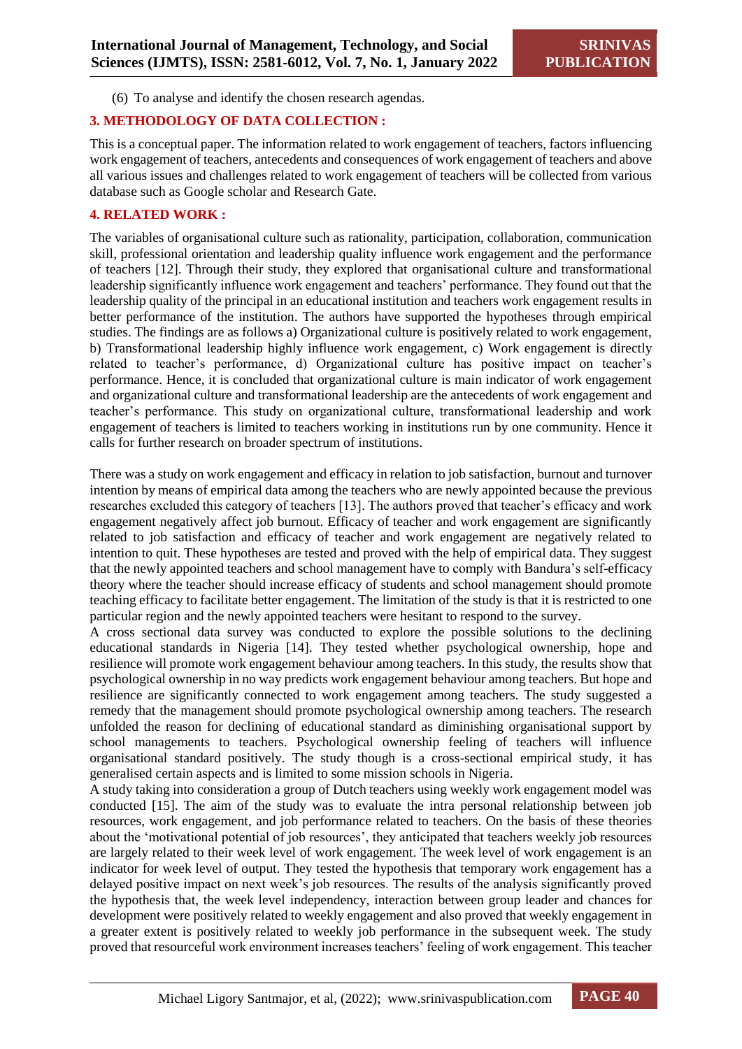(6) To analyse and identify the chosen research agendas.

## 3. METHODOLOGY OF DATA COLLECTION :

This is a conceptual paper. The information related to work engagement of teachers, factors influencing work engagement of teachers, antecedents and consequences of work engagement of teachers and above all various issues and challenges related to work engagement of teachers will be collected from various database such as Google scholar and Research Gate.

## 4. RELATED WORK :

The variables of organisational culture such as rationality, participation, collaboration, communication skill, professional orientation and leadership quality influence work engagement and the performance of teachers [12]. Through their study, they explored that organisational culture and transformational leadership significantly influence work engagement and teachers' performance. They found out that the leadership quality of the principal in an educational institution and teachers work engagement results in better performance of the institution. The authors have supported the hypotheses through empirical studies. The findings are as follows a) Organizational culture is positively related to work engagement, b) Transformational leadership highly influence work engagement, c) Work engagement is directly related to teacher's performance, d) Organizational culture has positive impact on teacher's performance. Hence, it is concluded that organizational culture is main indicator of work engagement and organizational culture and transformational leadership are the antecedents of work engagement and teacher's performance. This study on organizational culture, transformational leadership and work engagement of teachers is limited to teachers working in institutions run by one community. Hence it calls for further research on broader spectrum of institutions.

There was a study on work engagement and efficacy in relation to job satisfaction, burnout and turnover intention by means of empirical data among the teachers who are newly appointed because the previous researches excluded this category of teachers [13]. The authors proved that teacher's efficacy and work engagement negatively affect job burnout. Efficacy of teacher and work engagement are significantly related to job satisfaction and efficacy of teacher and work engagement are negatively related to intention to quit. These hypotheses are tested and proved with the help of empirical data. They suggest that the newly appointed teachers and school management have to comply with Bandura's self-efficacy theory where the teacher should increase efficacy of students and school management should promote teaching efficacy to facilitate better engagement. The limitation of the study is that it is restricted to one particular region and the newly appointed teachers were hesitant to respond to the survey.

A cross sectional data survey was conducted to explore the possible solutions to the declining educational standards in Nigeria [14]. They tested whether psychological ownership, hope and resilience will promote work engagement behaviour among teachers. In this study, the results show that psychological ownership in no way predicts work engagement behaviour among teachers. But hope and resilience are significantly connected to work engagement among teachers. The study suggested a remedy that the management should promote psychological ownership among teachers. The research unfolded the reason for declining of educational standard as diminishing organisational support by school managements to teachers. Psychological ownership feeling of teachers will influence organisational standard positively. The study though is a cross-sectional empirical study, it has generalised certain aspects and is limited to some mission schools in Nigeria.

A study taking into consideration a group of Dutch teachers using weekly work engagement model was conducted [15]. The aim of the study was to evaluate the intra personal relationship between job resources, work engagement, and job performance related to teachers. On the basis of these theories about the 'motivational potential of job resources', they anticipated that teachers weekly job resources are largely related to their week level of work engagement. The week level of work engagement is an indicator for week level of output. They tested the hypothesis that temporary work engagement has a delayed positive impact on next week's job resources. The results of the analysis significantly proved the hypothesis that, the week level independency, interaction between group leader and chances for development were positively related to weekly engagement and also proved that weekly engagement in a greater extent is positively related to weekly job performance in the subsequent week. The study proved that resourceful work environment increases teachers' feeling of work engagement. This teacher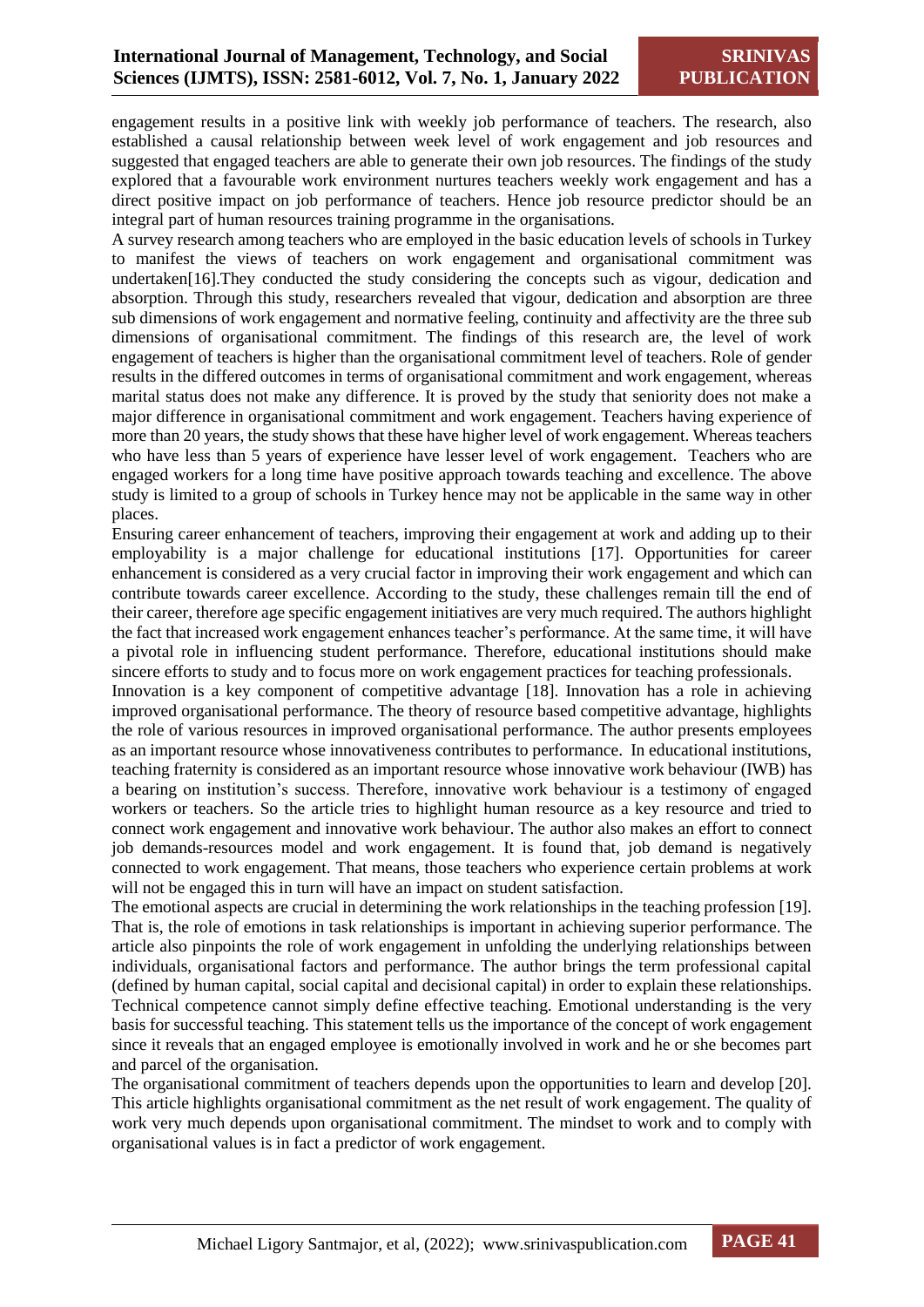engagement results in a positive link with weekly job performance of teachers. The research, also established a causal relationship between week level of work engagement and job resources and suggested that engaged teachers are able to generate their own job resources. The findings of the study explored that a favourable work environment nurtures teachers weekly work engagement and has a direct positive impact on job performance of teachers. Hence job resource predictor should be an integral part of human resources training programme in the organisations.

A survey research among teachers who are employed in the basic education levels of schools in Turkey to manifest the views of teachers on work engagement and organisational commitment was undertaken[16].They conducted the study considering the concepts such as vigour, dedication and absorption. Through this study, researchers revealed that vigour, dedication and absorption are three sub dimensions of work engagement and normative feeling, continuity and affectivity are the three sub dimensions of organisational commitment. The findings of this research are, the level of work engagement of teachers is higher than the organisational commitment level of teachers. Role of gender results in the differed outcomes in terms of organisational commitment and work engagement, whereas marital status does not make any difference. It is proved by the study that seniority does not make a major difference in organisational commitment and work engagement. Teachers having experience of more than 20 years, the study shows that these have higher level of work engagement. Whereas teachers who have less than 5 years of experience have lesser level of work engagement. Teachers who are engaged workers for a long time have positive approach towards teaching and excellence. The above study is limited to a group of schools in Turkey hence may not be applicable in the same way in other places.

Ensuring career enhancement of teachers, improving their engagement at work and adding up to their employability is a major challenge for educational institutions [17]. Opportunities for career enhancement is considered as a very crucial factor in improving their work engagement and which can contribute towards career excellence. According to the study, these challenges remain till the end of their career, therefore age specific engagement initiatives are very much required. The authors highlight the fact that increased work engagement enhances teacher's performance. At the same time, it will have a pivotal role in influencing student performance. Therefore, educational institutions should make sincere efforts to study and to focus more on work engagement practices for teaching professionals.

Innovation is a key component of competitive advantage [18]. Innovation has a role in achieving improved organisational performance. The theory of resource based competitive advantage, highlights the role of various resources in improved organisational performance. The author presents employees as an important resource whose innovativeness contributes to performance. In educational institutions, teaching fraternity is considered as an important resource whose innovative work behaviour (IWB) has a bearing on institution's success. Therefore, innovative work behaviour is a testimony of engaged workers or teachers. So the article tries to highlight human resource as a key resource and tried to connect work engagement and innovative work behaviour. The author also makes an effort to connect job demands-resources model and work engagement. It is found that, job demand is negatively connected to work engagement. That means, those teachers who experience certain problems at work will not be engaged this in turn will have an impact on student satisfaction.

The emotional aspects are crucial in determining the work relationships in the teaching profession [19]. That is, the role of emotions in task relationships is important in achieving superior performance. The article also pinpoints the role of work engagement in unfolding the underlying relationships between individuals, organisational factors and performance. The author brings the term professional capital (defined by human capital, social capital and decisional capital) in order to explain these relationships. Technical competence cannot simply define effective teaching. Emotional understanding is the very basis for successful teaching. This statement tells us the importance of the concept of work engagement since it reveals that an engaged employee is emotionally involved in work and he or she becomes part and parcel of the organisation.

The organisational commitment of teachers depends upon the opportunities to learn and develop [20]. This article highlights organisational commitment as the net result of work engagement. The quality of work very much depends upon organisational commitment. The mindset to work and to comply with organisational values is in fact a predictor of work engagement.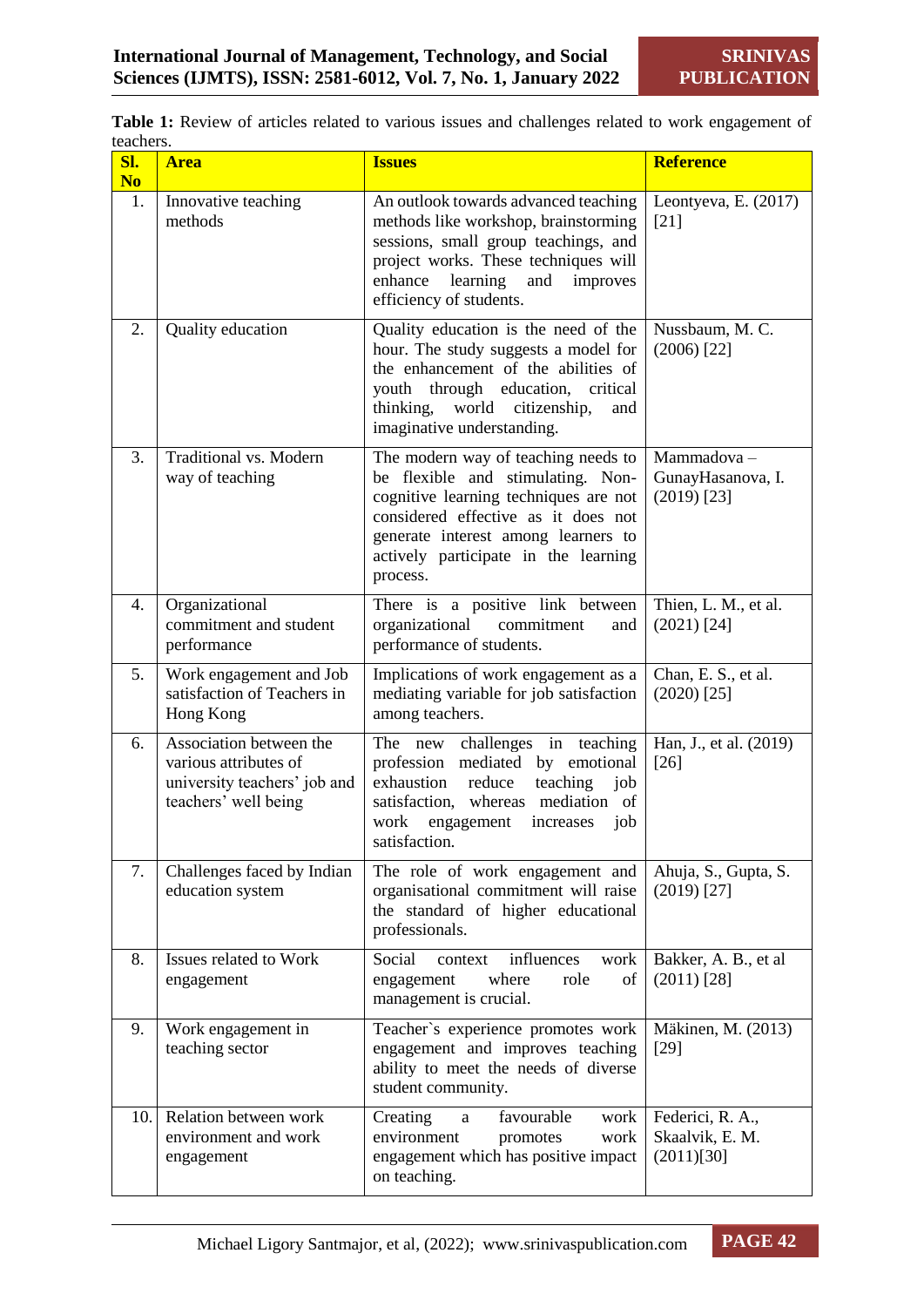**Table 1:** Review of articles related to various issues and challenges related to work engagement of teachers.

| Sl. No | Area | Issues | Reference |
|---|---|---|---|
| 1. | Innovative teaching methods | An outlook towards advanced teaching methods like workshop, brainstorming sessions, small group teachings, and project works. These techniques will enhance learning and improves efficiency of students. | Leontyeva, E. (2017) [21] |
| 2. | Quality education | Quality education is the need of the hour. The study suggests a model for the enhancement of the abilities of youth through education, critical thinking, world citizenship, and imaginative understanding. | Nussbaum, M. C. (2006) [22] |
| 3. | Traditional vs. Modern way of teaching | The modern way of teaching needs to be flexible and stimulating. Non-cognitive learning techniques are not considered effective as it does not generate interest among learners to actively participate in the learning process. | Mammadova – GunayHasanova, I. (2019) [23] |
| 4. | Organizational commitment and student performance | There is a positive link between organizational commitment and performance of students. | Thien, L. M., et al. (2021) [24] |
| 5. | Work engagement and Job satisfaction of Teachers in Hong Kong | Implications of work engagement as a mediating variable for job satisfaction among teachers. | Chan, E. S., et al. (2020) [25] |
| 6. | Association between the various attributes of university teachers' job and teachers' well being | The new challenges in teaching profession mediated by emotional exhaustion reduce teaching job satisfaction, whereas mediation of work engagement increases job satisfaction. | Han, J., et al. (2019) [26] |
| 7. | Challenges faced by Indian education system | The role of work engagement and organisational commitment will raise the standard of higher educational professionals. | Ahuja, S., Gupta, S. (2019) [27] |
| 8. | Issues related to Work engagement | Social context influences work engagement where role of management is crucial. | Bakker, A. B., et al (2011) [28] |
| 9. | Work engagement in teaching sector | Teacher`s experience promotes work engagement and improves teaching ability to meet the needs of diverse student community. | Mäkinen, M. (2013) [29] |
| 10. | Relation between work environment and work engagement | Creating a favourable work environment promotes work engagement which has positive impact on teaching. | Federici, R. A., Skaalvik, E. M. (2011)[30] |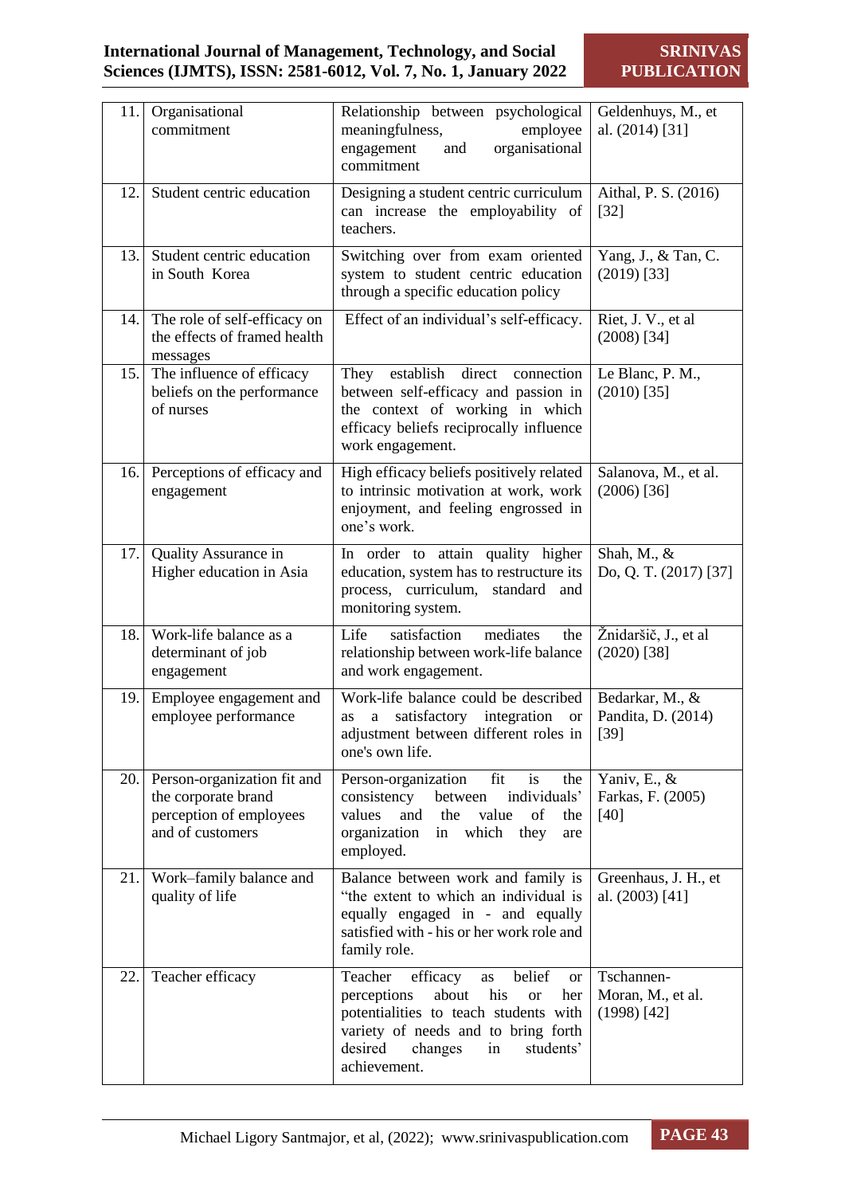| | | | |
|---|---|---|---|
| 11. | Organisational commitment | Relationship between psychological meaningfulness, employee engagement and organisational commitment | Geldenhuys, M., et al. (2014) [31] |
| 12. | Student centric education | Designing a student centric curriculum can increase the employability of teachers. | Aithal, P. S. (2016) [32] |
| 13. | Student centric education in South Korea | Switching over from exam oriented system to student centric education through a specific education policy | Yang, J., & Tan, C. (2019) [33] |
| 14. | The role of self-efficacy on the effects of framed health messages | Effect of an individual's self-efficacy. | Riet, J. V., et al (2008) [34] |
| 15. | The influence of efficacy beliefs on the performance of nurses | They establish direct connection between self-efficacy and passion in the context of working in which efficacy beliefs reciprocally influence work engagement. | Le Blanc, P. M., (2010) [35] |
| 16. | Perceptions of efficacy and engagement | High efficacy beliefs positively related to intrinsic motivation at work, work enjoyment, and feeling engrossed in one's work. | Salanova, M., et al. (2006) [36] |
| 17. | Quality Assurance in Higher education in Asia | In order to attain quality higher education, system has to restructure its process, curriculum, standard and monitoring system. | Shah, M., & Do, Q. T. (2017) [37] |
| 18. | Work-life balance as a determinant of job engagement | Life satisfaction mediates the relationship between work-life balance and work engagement. | Žnidaršič, J., et al (2020) [38] |
| 19. | Employee engagement and employee performance | Work-life balance could be described as a satisfactory integration or adjustment between different roles in one's own life. | Bedarkar, M., & Pandita, D. (2014) [39] |
| 20. | Person-organization fit and the corporate brand perception of employees and of customers | Person-organization fit is the consistency between individuals' values and the value of the organization in which they are employed. | Yaniv, E., & Farkas, F. (2005) [40] |
| 21. | Work–family balance and quality of life | Balance between work and family is "the extent to which an individual is equally engaged in - and equally satisfied with - his or her work role and family role. | Greenhaus, J. H., et al. (2003) [41] |
| 22. | Teacher efficacy | Teacher efficacy as belief or perceptions about his or her potentialities to teach students with variety of needs and to bring forth desired changes in students' achievement. | Tschannen-Moran, M., et al. (1998) [42] |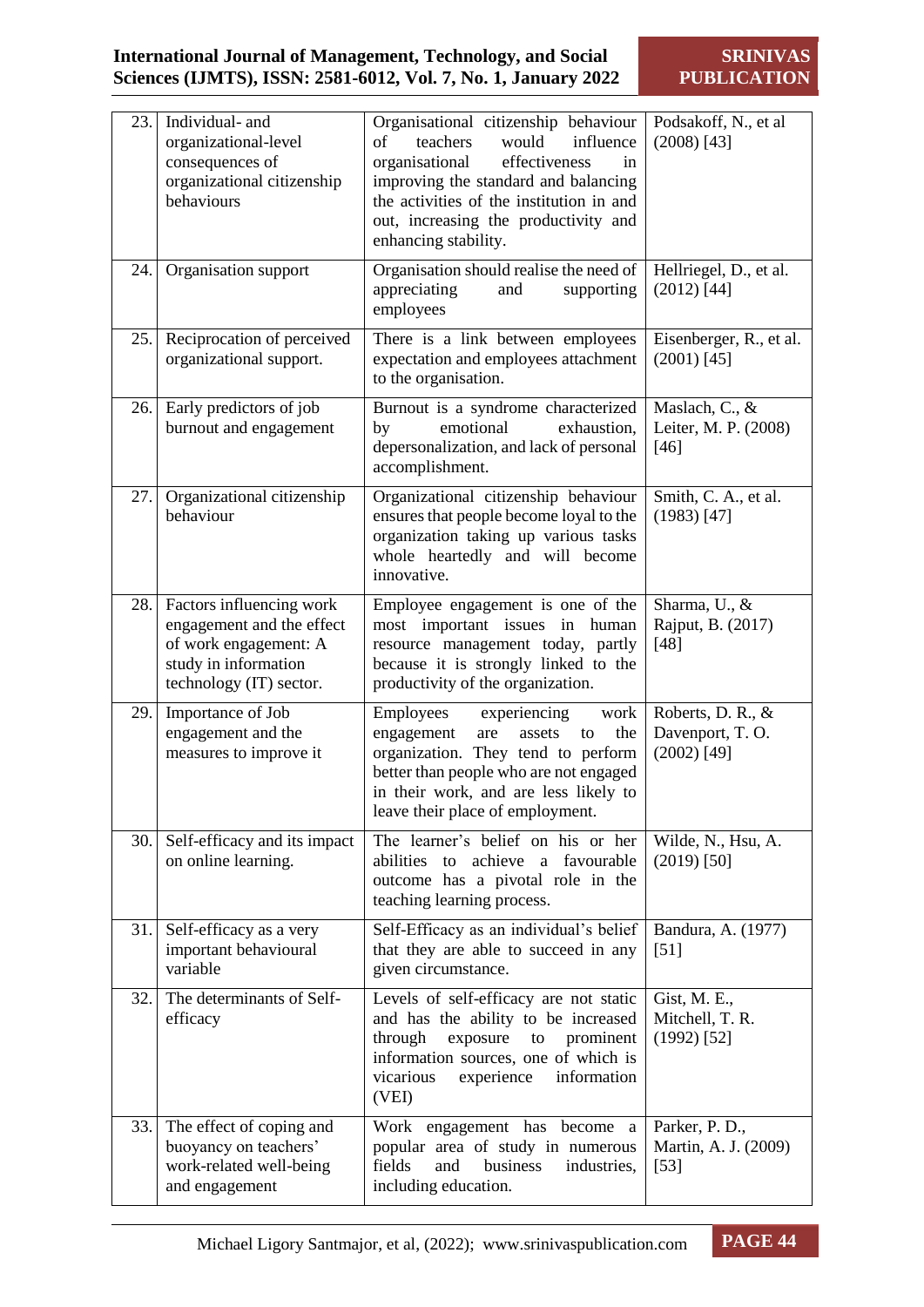| 23. | Individual- and organizational-level consequences of organizational citizenship behaviours | Organisational citizenship behaviour of teachers would influence organisational effectiveness in improving the standard and balancing the activities of the institution in and out, increasing the productivity and enhancing stability. | Podsakoff, N., et al (2008) [43] |
|---|---|---|---|
| 24. | Organisation support | Organisation should realise the need of appreciating and supporting employees | Hellriegel, D., et al. (2012) [44] |
| 25. | Reciprocation of perceived organizational support. | There is a link between employees expectation and employees attachment to the organisation. | Eisenberger, R., et al. (2001) [45] |
| 26. | Early predictors of job burnout and engagement | Burnout is a syndrome characterized by emotional exhaustion, depersonalization, and lack of personal accomplishment. | Maslach, C., & Leiter, M. P. (2008) [46] |
| 27. | Organizational citizenship behaviour | Organizational citizenship behaviour ensures that people become loyal to the organization taking up various tasks whole heartedly and will become innovative. | Smith, C. A., et al. (1983) [47] |
| 28. | Factors influencing work engagement and the effect of work engagement: A study in information technology (IT) sector. | Employee engagement is one of the most important issues in human resource management today, partly because it is strongly linked to the productivity of the organization. | Sharma, U., & Rajput, B. (2017) [48] |
| 29. | Importance of Job engagement and the measures to improve it | Employees experiencing work engagement are assets to the organization. They tend to perform better than people who are not engaged in their work, and are less likely to leave their place of employment. | Roberts, D. R., & Davenport, T. O. (2002) [49] |
| 30. | Self-efficacy and its impact on online learning. | The learner's belief on his or her abilities to achieve a favourable outcome has a pivotal role in the teaching learning process. | Wilde, N., Hsu, A. (2019) [50] |
| 31. | Self-efficacy as a very important behavioural variable | Self-Efficacy as an individual's belief that they are able to succeed in any given circumstance. | Bandura, A. (1977) [51] |
| 32. | The determinants of Self-efficacy | Levels of self-efficacy are not static and has the ability to be increased through exposure to prominent information sources, one of which is vicarious experience information (VEI) | Gist, M. E., Mitchell, T. R. (1992) [52] |
| 33. | The effect of coping and buoyancy on teachers' work-related well-being and engagement | Work engagement has become a popular area of study in numerous fields and business industries, including education. | Parker, P. D., Martin, A. J. (2009) [53] |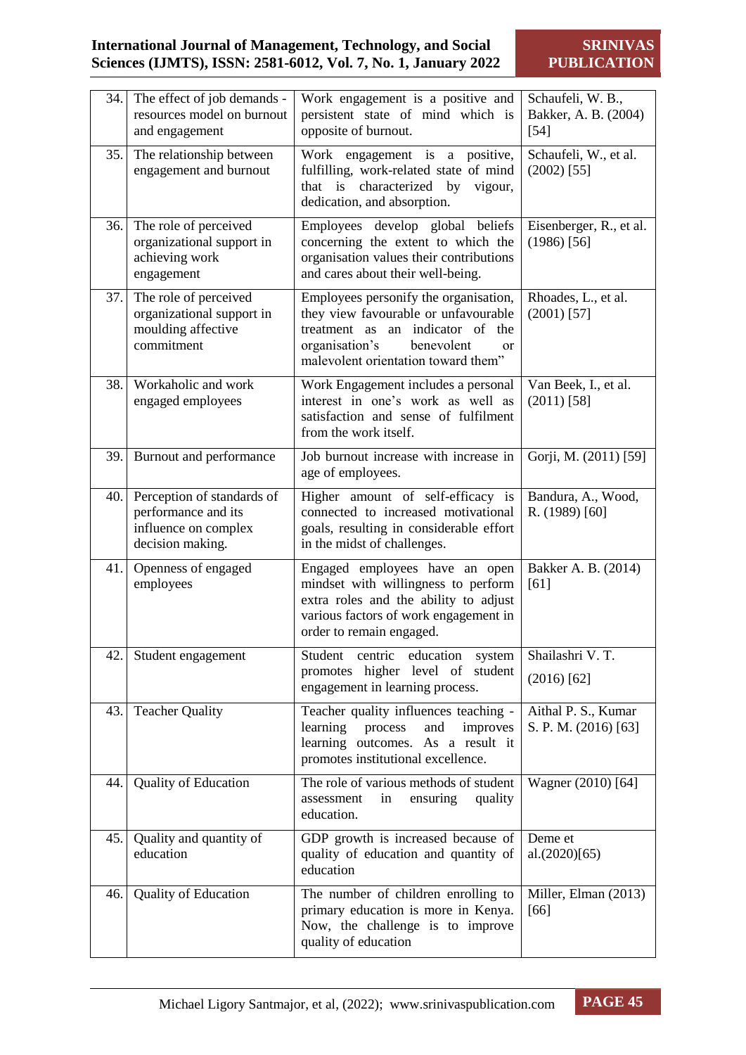| 34. | The effect of job demands - resources model on burnout and engagement | Work engagement is a positive and persistent state of mind which is opposite of burnout. | Schaufeli, W. B., Bakker, A. B. (2004) [54] |
|---|---|---|---|
| 35. | The relationship between engagement and burnout | Work engagement is a positive, fulfilling, work-related state of mind that is characterized by vigour, dedication, and absorption. | Schaufeli, W., et al. (2002) [55] |
| 36. | The role of perceived organizational support in achieving work engagement | Employees develop global beliefs concerning the extent to which the organisation values their contributions and cares about their well-being. | Eisenberger, R., et al. (1986) [56] |
| 37. | The role of perceived organizational support in moulding affective commitment | Employees personify the organisation, they view favourable or unfavourable treatment as an indicator of the organisation's benevolent or malevolent orientation toward them" | Rhoades, L., et al. (2001) [57] |
| 38. | Workaholic and work engaged employees | Work Engagement includes a personal interest in one's work as well as satisfaction and sense of fulfilment from the work itself. | Van Beek, I., et al. (2011) [58] |
| 39. | Burnout and performance | Job burnout increase with increase in age of employees. | Gorji, M. (2011) [59] |
| 40. | Perception of standards of performance and its influence on complex decision making. | Higher amount of self-efficacy is connected to increased motivational goals, resulting in considerable effort in the midst of challenges. | Bandura, A., Wood, R. (1989) [60] |
| 41. | Openness of engaged employees | Engaged employees have an open mindset with willingness to perform extra roles and the ability to adjust various factors of work engagement in order to remain engaged. | Bakker A. B. (2014) [61] |
| 42. | Student engagement | Student centric education system promotes higher level of student engagement in learning process. | Shailashri V. T. (2016) [62] |
| 43. | Teacher Quality | Teacher quality influences teaching - learning process and improves learning outcomes. As a result it promotes institutional excellence. | Aithal P. S., Kumar S. P. M. (2016) [63] |
| 44. | Quality of Education | The role of various methods of student assessment in ensuring quality education. | Wagner (2010) [64] |
| 45. | Quality and quantity of education | GDP growth is increased because of quality of education and quantity of education | Deme et al.(2020)[65] |
| 46. | Quality of Education | The number of children enrolling to primary education is more in Kenya. Now, the challenge is to improve quality of education | Miller, Elman (2013) [66] |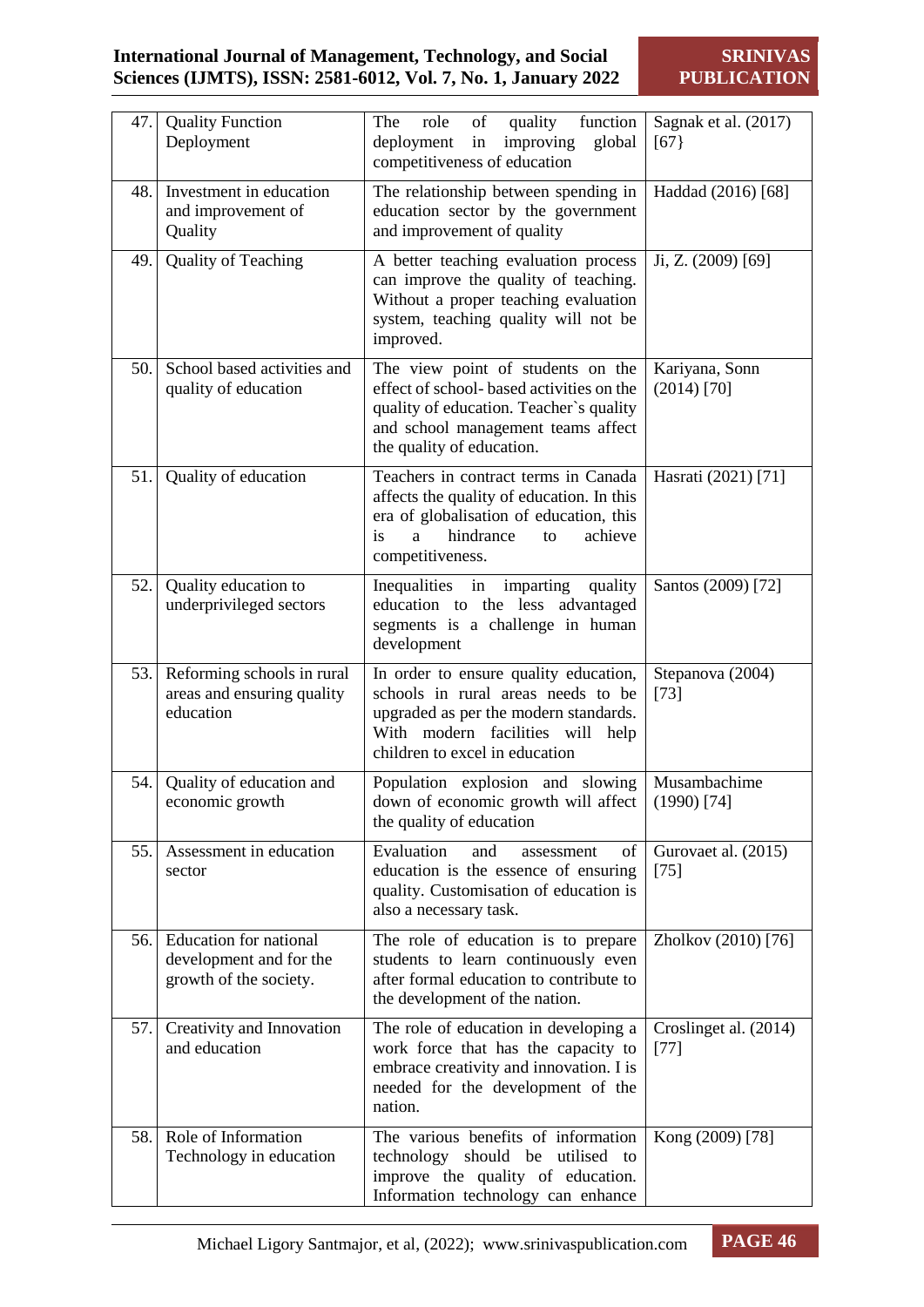| 47. | Quality Function Deployment | The role of quality function deployment in improving global competitiveness of education | Sagnak et al. (2017) [67} |
|---|---|---|---|
| 48. | Investment in education and improvement of Quality | The relationship between spending in education sector by the government and improvement of quality | Haddad (2016) [68] |
| 49. | Quality of Teaching | A better teaching evaluation process can improve the quality of teaching. Without a proper teaching evaluation system, teaching quality will not be improved. | Ji, Z. (2009) [69] |
| 50. | School based activities and quality of education | The view point of students on the effect of school- based activities on the quality of education. Teacher`s quality and school management teams affect the quality of education. | Kariyana, Sonn (2014) [70] |
| 51. | Quality of education | Teachers in contract terms in Canada affects the quality of education. In this era of globalisation of education, this is a hindrance to achieve competitiveness. | Hasrati (2021) [71] |
| 52. | Quality education to underprivileged sectors | Inequalities in imparting quality education to the less advantaged segments is a challenge in human development | Santos (2009) [72] |
| 53. | Reforming schools in rural areas and ensuring quality education | In order to ensure quality education, schools in rural areas needs to be upgraded as per the modern standards. With modern facilities will help children to excel in education | Stepanova (2004) [73] |
| 54. | Quality of education and economic growth | Population explosion and slowing down of economic growth will affect the quality of education | Musambachime (1990) [74] |
| 55. | Assessment in education sector | Evaluation and assessment of education is the essence of ensuring quality. Customisation of education is also a necessary task. | Gurovaet al. (2015) [75] |
| 56. | Education for national development and for the growth of the society. | The role of education is to prepare students to learn continuously even after formal education to contribute to the development of the nation. | Zholkov (2010) [76] |
| 57. | Creativity and Innovation and education | The role of education in developing a work force that has the capacity to embrace creativity and innovation. I is needed for the development of the nation. | Croslinget al. (2014) [77] |
| 58. | Role of Information Technology in education | The various benefits of information technology should be utilised to improve the quality of education. Information technology can enhance | Kong (2009) [78] |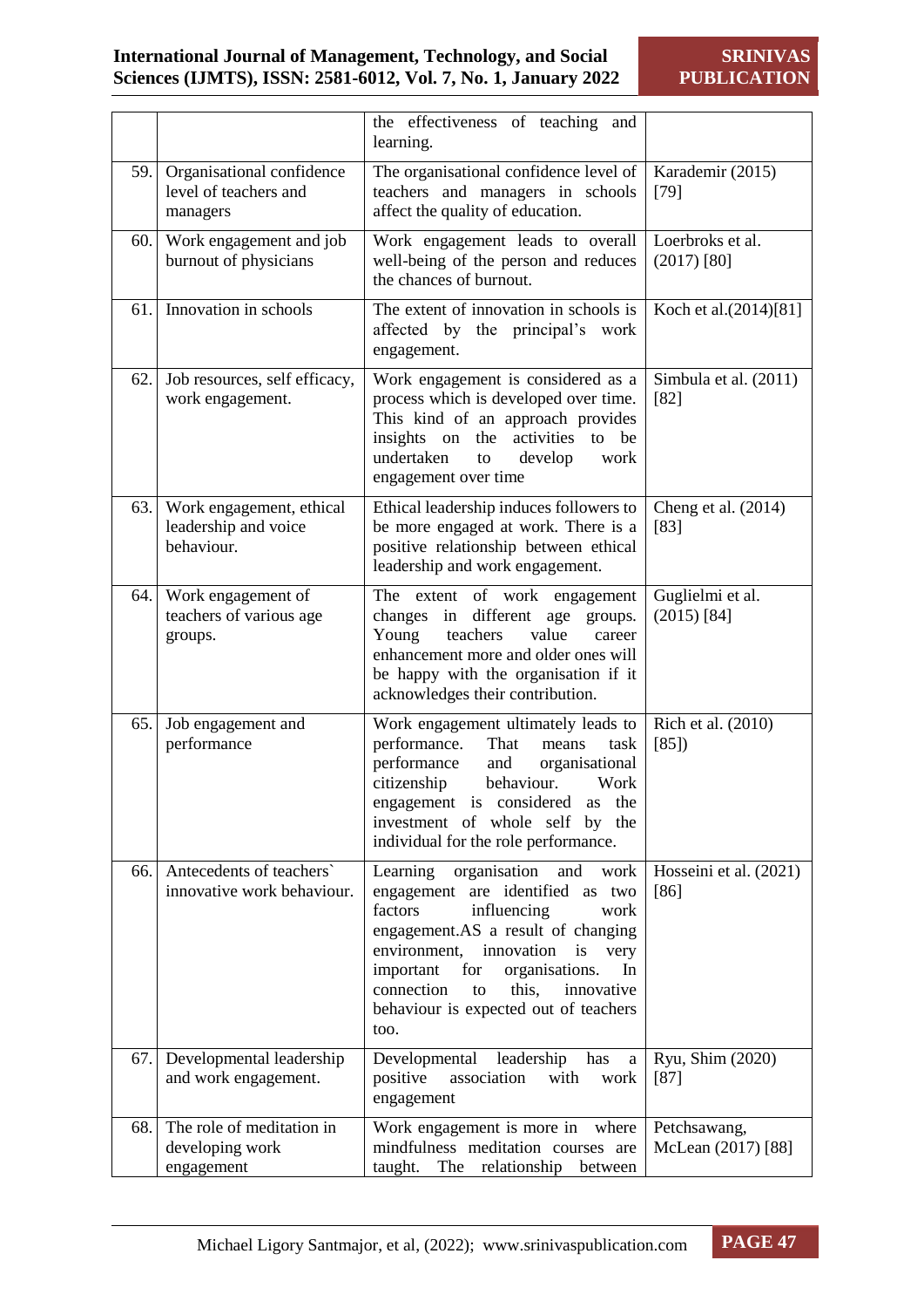| | | the effectiveness of teaching and learning. | |
|---|---|---|---|
| 59. | Organisational confidence level of teachers and managers | The organisational confidence level of teachers and managers in schools affect the quality of education. | Karademir (2015) [79] |
| 60. | Work engagement and job burnout of physicians | Work engagement leads to overall well-being of the person and reduces the chances of burnout. | Loerbroks et al. (2017) [80] |
| 61. | Innovation in schools | The extent of innovation in schools is affected by the principal's work engagement. | Koch et al.(2014)[81] |
| 62. | Job resources, self efficacy, work engagement. | Work engagement is considered as a process which is developed over time. This kind of an approach provides insights on the activities to be undertaken to develop work engagement over time | Simbula et al. (2011) [82] |
| 63. | Work engagement, ethical leadership and voice behaviour. | Ethical leadership induces followers to be more engaged at work. There is a positive relationship between ethical leadership and work engagement. | Cheng et al. (2014) [83] |
| 64. | Work engagement of teachers of various age groups. | The extent of work engagement changes in different age groups. Young teachers value career enhancement more and older ones will be happy with the organisation if it acknowledges their contribution. | Guglielmi et al. (2015) [84] |
| 65. | Job engagement and performance | Work engagement ultimately leads to performance. That means task performance and organisational citizenship behaviour. Work engagement is considered as the investment of whole self by the individual for the role performance. | Rich et al. (2010) [85]) |
| 66. | Antecedents of teachers` innovative work behaviour. | Learning organisation and work engagement are identified as two factors influencing work engagement.AS a result of changing environment, innovation is very important for organisations. In connection to this, innovative behaviour is expected out of teachers too. | Hosseini et al. (2021) [86] |
| 67. | Developmental leadership and work engagement. | Developmental leadership has a positive association with work engagement | Ryu, Shim (2020) [87] |
| 68. | The role of meditation in developing work engagement | Work engagement is more in where mindfulness meditation courses are taught. The relationship between | Petchsawang, McLean (2017) [88] |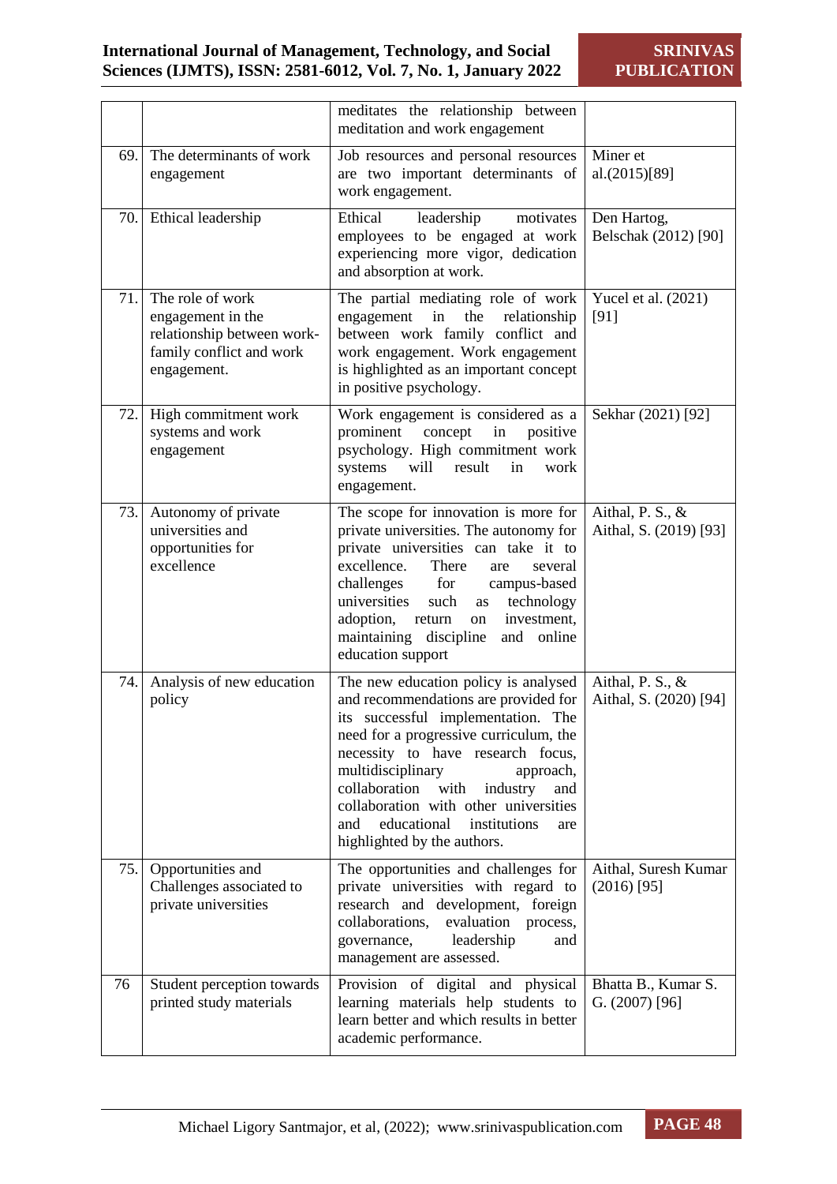| | | | |
|---|---|---|---|
| | | meditates the relationship between meditation and work engagement | |
| 69. | The determinants of work engagement | Job resources and personal resources are two important determinants of work engagement. | Miner et al.(2015)[89] |
| 70. | Ethical leadership | Ethical leadership motivates employees to be engaged at work experiencing more vigor, dedication and absorption at work. | Den Hartog, Belschak (2012) [90] |
| 71. | The role of work engagement in the relationship between work-family conflict and work engagement. | The partial mediating role of work engagement in the relationship between work family conflict and work engagement. Work engagement is highlighted as an important concept in positive psychology. | Yucel et al. (2021) [91] |
| 72. | High commitment work systems and work engagement | Work engagement is considered as a prominent concept in positive psychology. High commitment work systems will result in work engagement. | Sekhar (2021) [92] |
| 73. | Autonomy of private universities and opportunities for excellence | The scope for innovation is more for private universities. The autonomy for private universities can take it to excellence. There are several challenges for campus-based universities such as technology adoption, return on investment, maintaining discipline and online education support | Aithal, P. S., & Aithal, S. (2019) [93] |
| 74. | Analysis of new education policy | The new education policy is analysed and recommendations are provided for its successful implementation. The need for a progressive curriculum, the necessity to have research focus, multidisciplinary approach, collaboration with industry and collaboration with other universities and educational institutions are highlighted by the authors. | Aithal, P. S., & Aithal, S. (2020) [94] |
| 75. | Opportunities and Challenges associated to private universities | The opportunities and challenges for private universities with regard to research and development, foreign collaborations, evaluation process, governance, leadership and management are assessed. | Aithal, Suresh Kumar (2016) [95] |
| 76 | Student perception towards printed study materials | Provision of digital and physical learning materials help students to learn better and which results in better academic performance. | Bhatta B., Kumar S. G. (2007) [96] |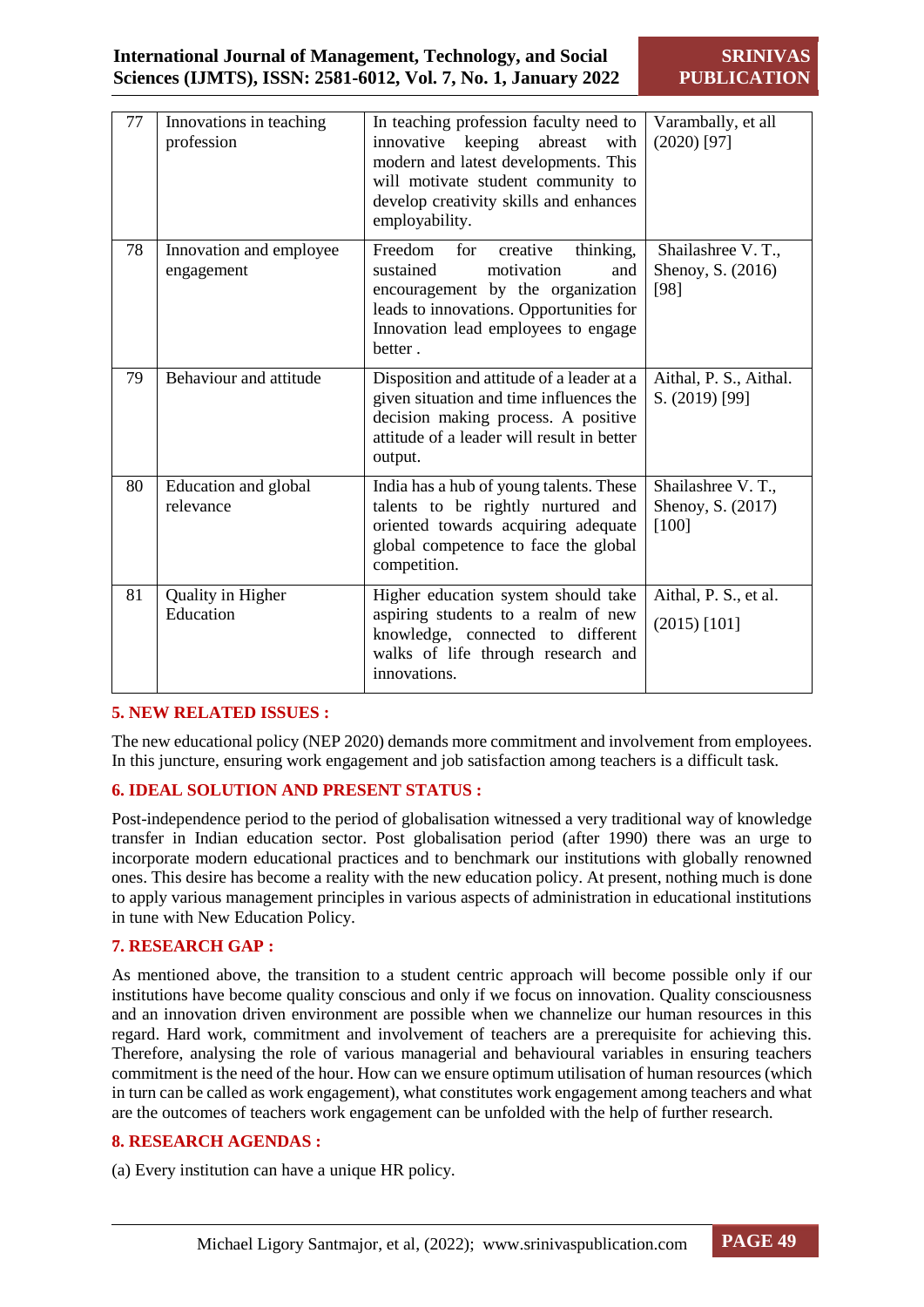| 77 | Innovations in teaching profession | In teaching profession faculty need to innovative keeping abreast with modern and latest developments. This will motivate student community to develop creativity skills and enhances employability. | Varambally, et all (2020) [97] |
|---|---|---|---|
| 78 | Innovation and employee engagement | Freedom for creative thinking, sustained motivation and encouragement by the organization leads to innovations. Opportunities for Innovation lead employees to engage better . | Shailashree V. T., Shenoy, S. (2016) [98] |
| 79 | Behaviour and attitude | Disposition and attitude of a leader at a given situation and time influences the decision making process. A positive attitude of a leader will result in better output. | Aithal, P. S., Aithal. S. (2019) [99] |
| 80 | Education and global relevance | India has a hub of young talents. These talents to be rightly nurtured and oriented towards acquiring adequate global competence to face the global competition. | Shailashree V. T., Shenoy, S. (2017) [100] |
| 81 | Quality in Higher Education | Higher education system should take aspiring students to a realm of new knowledge, connected to different walks of life through research and innovations. | Aithal, P. S., et al. (2015) [101] |

## 5. NEW RELATED ISSUES :

The new educational policy (NEP 2020) demands more commitment and involvement from employees. In this juncture, ensuring work engagement and job satisfaction among teachers is a difficult task.

## 6. IDEAL SOLUTION AND PRESENT STATUS :

Post-independence period to the period of globalisation witnessed a very traditional way of knowledge transfer in Indian education sector. Post globalisation period (after 1990) there was an urge to incorporate modern educational practices and to benchmark our institutions with globally renowned ones. This desire has become a reality with the new education policy. At present, nothing much is done to apply various management principles in various aspects of administration in educational institutions in tune with New Education Policy.

## 7. RESEARCH GAP :

As mentioned above, the transition to a student centric approach will become possible only if our institutions have become quality conscious and only if we focus on innovation. Quality consciousness and an innovation driven environment are possible when we channelize our human resources in this regard. Hard work, commitment and involvement of teachers are a prerequisite for achieving this. Therefore, analysing the role of various managerial and behavioural variables in ensuring teachers commitment is the need of the hour. How can we ensure optimum utilisation of human resources (which in turn can be called as work engagement), what constitutes work engagement among teachers and what are the outcomes of teachers work engagement can be unfolded with the help of further research.

## 8. RESEARCH AGENDAS :

(a) Every institution can have a unique HR policy.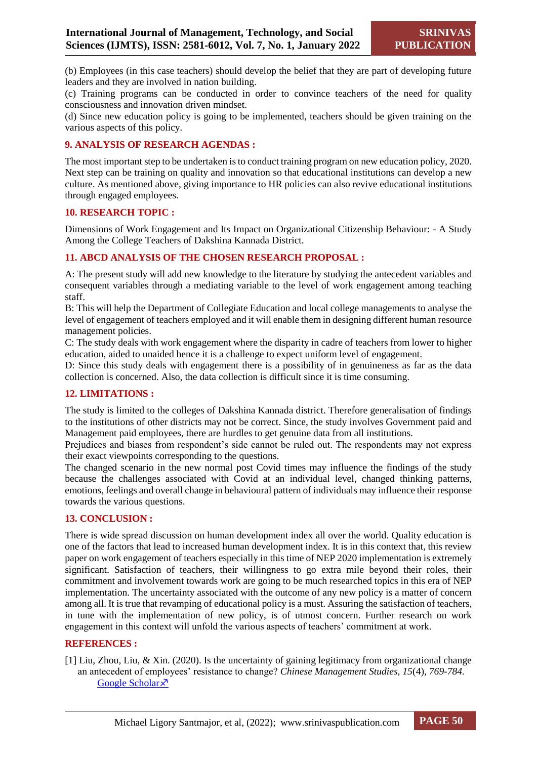(b) Employees (in this case teachers) should develop the belief that they are part of developing future leaders and they are involved in nation building.
(c) Training programs can be conducted in order to convince teachers of the need for quality consciousness and innovation driven mindset.
(d) Since new education policy is going to be implemented, teachers should be given training on the various aspects of this policy.

## 9. ANALYSIS OF RESEARCH AGENDAS :

The most important step to be undertaken is to conduct training program on new education policy, 2020. Next step can be training on quality and innovation so that educational institutions can develop a new culture. As mentioned above, giving importance to HR policies can also revive educational institutions through engaged employees.

## 10. RESEARCH TOPIC :

Dimensions of Work Engagement and Its Impact on Organizational Citizenship Behaviour: - A Study Among the College Teachers of Dakshina Kannada District.

## 11. ABCD ANALYSIS OF THE CHOSEN RESEARCH PROPOSAL :

A: The present study will add new knowledge to the literature by studying the antecedent variables and consequent variables through a mediating variable to the level of work engagement among teaching staff.
B: This will help the Department of Collegiate Education and local college managements to analyse the level of engagement of teachers employed and it will enable them in designing different human resource management policies.
C: The study deals with work engagement where the disparity in cadre of teachers from lower to higher education, aided to unaided hence it is a challenge to expect uniform level of engagement.
D: Since this study deals with engagement there is a possibility of in genuineness as far as the data collection is concerned. Also, the data collection is difficult since it is time consuming.

## 12. LIMITATIONS :

The study is limited to the colleges of Dakshina Kannada district. Therefore generalisation of findings to the institutions of other districts may not be correct. Since, the study involves Government paid and Management paid employees, there are hurdles to get genuine data from all institutions.
Prejudices and biases from respondent's side cannot be ruled out. The respondents may not express their exact viewpoints corresponding to the questions.
The changed scenario in the new normal post Covid times may influence the findings of the study because the challenges associated with Covid at an individual level, changed thinking patterns, emotions, feelings and overall change in behavioural pattern of individuals may influence their response towards the various questions.

## 13. CONCLUSION :

There is wide spread discussion on human development index all over the world. Quality education is one of the factors that lead to increased human development index. It is in this context that, this review paper on work engagement of teachers especially in this time of NEP 2020 implementation is extremely significant. Satisfaction of teachers, their willingness to go extra mile beyond their roles, their commitment and involvement towards work are going to be much researched topics in this era of NEP implementation. The uncertainty associated with the outcome of any new policy is a matter of concern among all. It is true that revamping of educational policy is a must. Assuring the satisfaction of teachers, in tune with the implementation of new policy, is of utmost concern. Further research on work engagement in this context will unfold the various aspects of teachers' commitment at work.

## REFERENCES :

[1] Liu, Zhou, Liu, & Xin. (2020). Is the uncertainty of gaining legitimacy from organizational change an antecedent of employees' resistance to change? *Chinese Management Studies, 15*(4), *769-784.* Google Scholar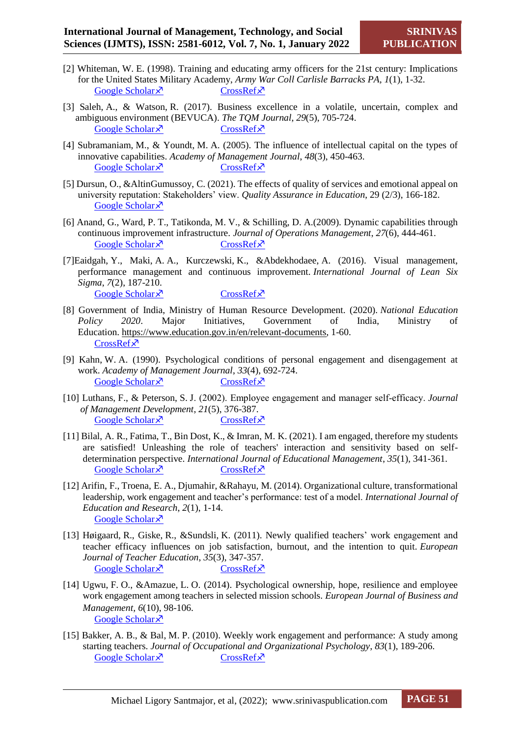[2] Whiteman, W. E. (1998). Training and educating army officers for the 21st century: Implications for the United States Military Academy, *Army War Coll Carlisle Barracks PA*, *1*(1), 1-32.
Google Scholar↗ CrossRef↗

[3] Saleh, A., & Watson, R. (2017). Business excellence in a volatile, uncertain, complex and ambiguous environment (BEVUCA). *The TQM Journal*, *29*(5), 705-724.
Google Scholar↗ CrossRef↗

[4] Subramaniam, M., & Youndt, M. A. (2005). The influence of intellectual capital on the types of innovative capabilities. *Academy of Management Journal*, *48*(3), 450-463.
Google Scholar↗ CrossRef↗

[5] Dursun, O., &AltinGumussoy, C. (2021). The effects of quality of services and emotional appeal on university reputation: Stakeholders' view. *Quality Assurance in Education*, 29 (2/3), 166-182.
Google Scholar↗

[6] Anand, G., Ward, P. T., Tatikonda, M. V., & Schilling, D. A.(2009). Dynamic capabilities through continuous improvement infrastructure. *Journal of Operations Management*, *27*(6), 444-461.
Google Scholar↗ CrossRef↗

[7]Eaidgah, Y., Maki, A. A., Kurczewski, K., &Abdekhodaee, A. (2016). Visual management, performance management and continuous improvement. *International Journal of Lean Six Sigma*, *7*(2), 187-210.
Google Scholar↗ CrossRef↗

[8] Government of India, Ministry of Human Resource Development. (2020). *National Education Policy 2020*. Major Initiatives, Government of India, Ministry of Education. https://www.education.gov.in/en/relevant-documents, 1-60.
CrossRef↗

[9] Kahn, W. A. (1990). Psychological conditions of personal engagement and disengagement at work. *Academy of Management Journal*, *33*(4), 692-724.
Google Scholar↗ CrossRef↗

[10] Luthans, F., & Peterson, S. J. (2002). Employee engagement and manager self-efficacy. *Journal of Management Development*, *21*(5), 376-387.
Google Scholar↗ CrossRef↗

[11] Bilal, A. R., Fatima, T., Bin Dost, K., & Imran, M. K. (2021). I am engaged, therefore my students are satisfied! Unleashing the role of teachers' interaction and sensitivity based on self-determination perspective. *International Journal of Educational Management*, *35*(1), 341-361.
Google Scholar↗ CrossRef↗

[12] Arifin, F., Troena, E. A., Djumahir, &Rahayu, M. (2014). Organizational culture, transformational leadership, work engagement and teacher's performance: test of a model. *International Journal of Education and Research*, *2*(1), 1-14.
Google Scholar↗

[13] Høigaard, R., Giske, R., &Sundsli, K. (2011). Newly qualified teachers' work engagement and teacher efficacy influences on job satisfaction, burnout, and the intention to quit. *European Journal of Teacher Education*, *35*(3), 347-357.
Google Scholar↗ CrossRef↗

[14] Ugwu, F. O., &Amazue, L. O. (2014). Psychological ownership, hope, resilience and employee work engagement among teachers in selected mission schools. *European Journal of Business and Management*, *6*(10), 98-106.
Google Scholar↗

[15] Bakker, A. B., & Bal, M. P. (2010). Weekly work engagement and performance: A study among starting teachers. *Journal of Occupational and Organizational Psychology*, *83*(1), 189-206.
Google Scholar↗ CrossRef↗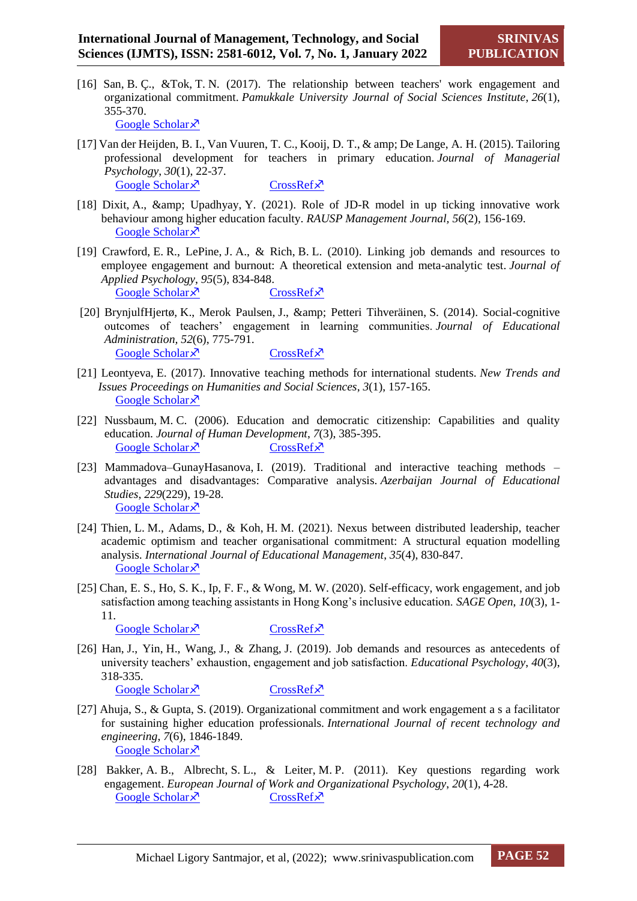[16] San, B. Ç., &Tok, T. N. (2017). The relationship between teachers' work engagement and organizational commitment. *Pamukkale University Journal of Social Sciences Institute*, *26*(1), 355-370.
Google Scholar↗

[17] Van der Heijden, B. I., Van Vuuren, T. C., Kooij, D. T., & amp; De Lange, A. H. (2015). Tailoring professional development for teachers in primary education. *Journal of Managerial Psychology*, *30*(1), 22-37.
Google Scholar↗ CrossRef↗

[18] Dixit, A., &amp; Upadhyay, Y. (2021). Role of JD-R model in up ticking innovative work behaviour among higher education faculty. *RAUSP Management Journal*, *56*(2), 156-169.
Google Scholar↗

[19] Crawford, E. R., LePine, J. A., & Rich, B. L. (2010). Linking job demands and resources to employee engagement and burnout: A theoretical extension and meta-analytic test. *Journal of Applied Psychology*, *95*(5), 834-848.
Google Scholar↗ CrossRef↗

[20] BrynjulfHjertø, K., Merok Paulsen, J., &amp; Petteri Tihveräinen, S. (2014). Social-cognitive outcomes of teachers' engagement in learning communities. *Journal of Educational Administration*, *52*(6), 775-791.
Google Scholar↗ CrossRef↗

[21] Leontyeva, E. (2017). Innovative teaching methods for international students. *New Trends and Issues Proceedings on Humanities and Social Sciences*, *3*(1), 157-165.
Google Scholar↗

[22] Nussbaum, M. C. (2006). Education and democratic citizenship: Capabilities and quality education. *Journal of Human Development*, *7*(3), 385-395.
Google Scholar↗ CrossRef↗

[23] Mammadova–GunayHasanova, I. (2019). Traditional and interactive teaching methods – advantages and disadvantages: Comparative analysis. *Azerbaijan Journal of Educational Studies*, *229*(229), 19-28.
Google Scholar↗

[24] Thien, L. M., Adams, D., & Koh, H. M. (2021). Nexus between distributed leadership, teacher academic optimism and teacher organisational commitment: A structural equation modelling analysis. *International Journal of Educational Management*, *35*(4), 830-847.
Google Scholar↗

[25] Chan, E. S., Ho, S. K., Ip, F. F., & Wong, M. W. (2020). Self-efficacy, work engagement, and job satisfaction among teaching assistants in Hong Kong's inclusive education. *SAGE Open*, *10*(3), 1-11.
Google Scholar↗ CrossRef↗

[26] Han, J., Yin, H., Wang, J., & Zhang, J. (2019). Job demands and resources as antecedents of university teachers' exhaustion, engagement and job satisfaction. *Educational Psychology*, *40*(3), 318-335.
Google Scholar↗ CrossRef↗

[27] Ahuja, S., & Gupta, S. (2019). Organizational commitment and work engagement a s a facilitator for sustaining higher education professionals. *International Journal of recent technology and engineering*, *7*(6), 1846-1849.
Google Scholar↗

[28] Bakker, A. B., Albrecht, S. L., & Leiter, M. P. (2011). Key questions regarding work engagement. *European Journal of Work and Organizational Psychology*, *20*(1), 4-28.
Google Scholar↗ CrossRef↗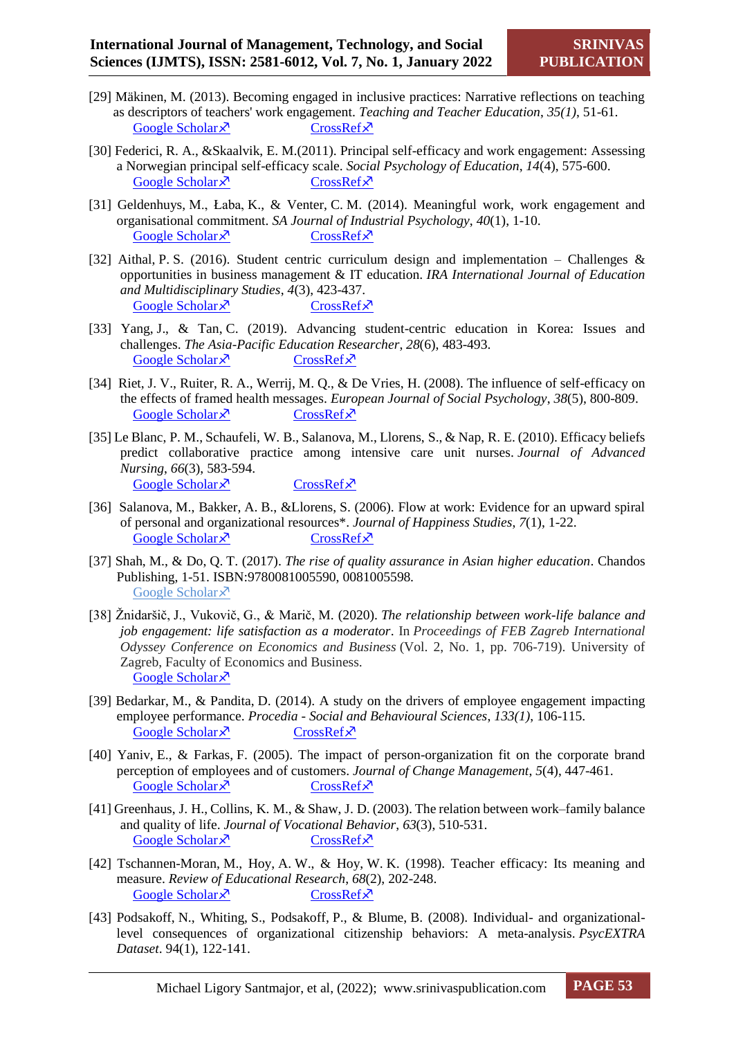[29] Mäkinen, M. (2013). Becoming engaged in inclusive practices: Narrative reflections on teaching as descriptors of teachers' work engagement. *Teaching and Teacher Education, 35(1)*, 51-61.
Google Scholar ↗ CrossRef ↗

[30] Federici, R. A., &Skaalvik, E. M.(2011). Principal self-efficacy and work engagement: Assessing a Norwegian principal self-efficacy scale. *Social Psychology of Education*, *14*(4), 575-600.
Google Scholar ↗ CrossRef ↗

[31] Geldenhuys, M., Łaba, K., & Venter, C. M. (2014). Meaningful work, work engagement and organisational commitment. *SA Journal of Industrial Psychology*, *40*(1), 1-10.
Google Scholar ↗ CrossRef ↗

[32] Aithal, P. S. (2016). Student centric curriculum design and implementation – Challenges & opportunities in business management & IT education. *IRA International Journal of Education and Multidisciplinary Studies*, *4*(3), 423-437.
Google Scholar ↗ CrossRef ↗

[33] Yang, J., & Tan, C. (2019). Advancing student-centric education in Korea: Issues and challenges. *The Asia-Pacific Education Researcher*, *28*(6), 483-493.
Google Scholar ↗ CrossRef ↗

[34] Riet, J. V., Ruiter, R. A., Werrij, M. Q., & De Vries, H. (2008). The influence of self-efficacy on the effects of framed health messages. *European Journal of Social Psychology*, *38*(5), 800-809.
Google Scholar ↗ CrossRef ↗

[35] Le Blanc, P. M., Schaufeli, W. B., Salanova, M., Llorens, S., & Nap, R. E. (2010). Efficacy beliefs predict collaborative practice among intensive care unit nurses. *Journal of Advanced Nursing*, *66*(3), 583-594.
Google Scholar ↗ CrossRef ↗

[36] Salanova, M., Bakker, A. B., &Llorens, S. (2006). Flow at work: Evidence for an upward spiral of personal and organizational resources*. *Journal of Happiness Studies*, *7*(1), 1-22.
Google Scholar ↗ CrossRef ↗

[37] Shah, M., & Do, Q. T. (2017). *The rise of quality assurance in Asian higher education*. Chandos Publishing, 1-51. ISBN:9780081005590, 0081005598.
Google Scholar ↗

[38] Žnidaršič, J., Vukovič, G., & Marič, M. (2020). *The relationship between work-life balance and job engagement: life satisfaction as a moderator*. In *Proceedings of FEB Zagreb International Odyssey Conference on Economics and Business* (Vol. 2, No. 1, pp. 706-719). University of Zagreb, Faculty of Economics and Business.
Google Scholar ↗

[39] Bedarkar, M., & Pandita, D. (2014). A study on the drivers of employee engagement impacting employee performance. *Procedia - Social and Behavioural Sciences*, *133(1)*, 106-115.
Google Scholar ↗ CrossRef ↗

[40] Yaniv, E., & Farkas, F. (2005). The impact of person-organization fit on the corporate brand perception of employees and of customers. *Journal of Change Management*, *5*(4), 447-461.
Google Scholar ↗ CrossRef ↗

[41] Greenhaus, J. H., Collins, K. M., & Shaw, J. D. (2003). The relation between work–family balance and quality of life. *Journal of Vocational Behavior*, *63*(3), 510-531.
Google Scholar ↗ CrossRef ↗

[42] Tschannen-Moran, M., Hoy, A. W., & Hoy, W. K. (1998). Teacher efficacy: Its meaning and measure. *Review of Educational Research*, *68*(2), 202-248.
Google Scholar ↗ CrossRef ↗

[43] Podsakoff, N., Whiting, S., Podsakoff, P., & Blume, B. (2008). Individual- and organizational-level consequences of organizational citizenship behaviors: A meta-analysis. *PsycEXTRA Dataset*. 94(1), 122-141.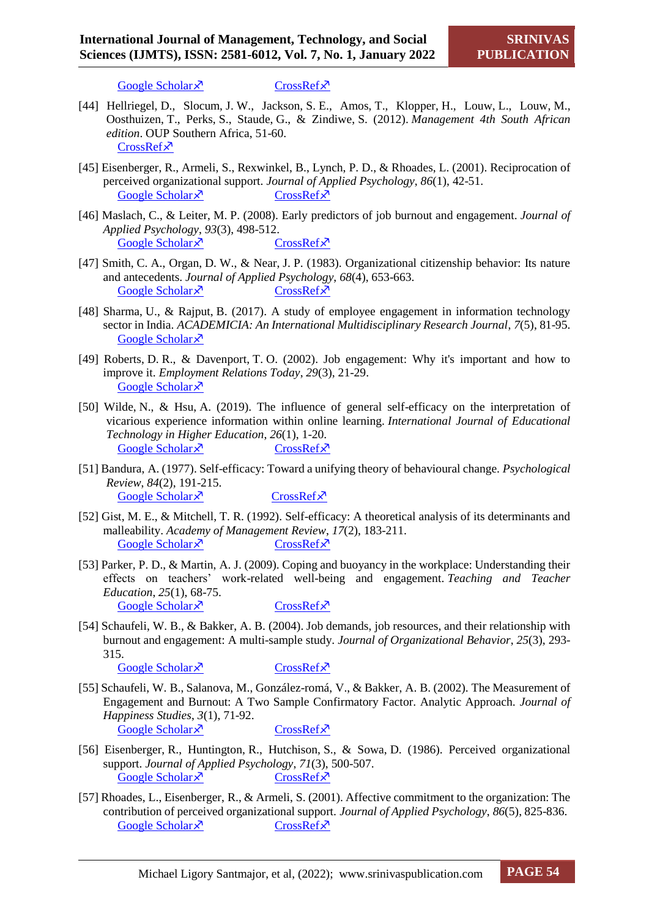Google Scholar↗ CrossRef↗

[44] Hellriegel, D., Slocum, J. W., Jackson, S. E., Amos, T., Klopper, H., Louw, L., Louw, M., Oosthuizen, T., Perks, S., Staude, G., & Zindiwe, S. (2012). *Management 4th South African edition*. OUP Southern Africa, 51-60.
CrossRef↗

[45] Eisenberger, R., Armeli, S., Rexwinkel, B., Lynch, P. D., & Rhoades, L. (2001). Reciprocation of perceived organizational support. *Journal of Applied Psychology*, *86*(1), 42-51.
Google Scholar↗ CrossRef↗

[46] Maslach, C., & Leiter, M. P. (2008). Early predictors of job burnout and engagement. *Journal of Applied Psychology*, *93*(3), 498-512.
Google Scholar↗ CrossRef↗

[47] Smith, C. A., Organ, D. W., & Near, J. P. (1983). Organizational citizenship behavior: Its nature and antecedents. *Journal of Applied Psychology*, *68*(4), 653-663.
Google Scholar↗ CrossRef↗

[48] Sharma, U., & Rajput, B. (2017). A study of employee engagement in information technology sector in India. *ACADEMICIA: An International Multidisciplinary Research Journal*, *7*(5), 81-95.
Google Scholar↗

[49] Roberts, D. R., & Davenport, T. O. (2002). Job engagement: Why it's important and how to improve it. *Employment Relations Today*, *29*(3), 21-29.
Google Scholar↗

[50] Wilde, N., & Hsu, A. (2019). The influence of general self-efficacy on the interpretation of vicarious experience information within online learning. *International Journal of Educational Technology in Higher Education*, *26*(1), 1-20.
Google Scholar↗ CrossRef↗

[51] Bandura, A. (1977). Self-efficacy: Toward a unifying theory of behavioural change. *Psychological Review*, *84*(2), 191-215.
Google Scholar↗ CrossRef↗

[52] Gist, M. E., & Mitchell, T. R. (1992). Self-efficacy: A theoretical analysis of its determinants and malleability. *Academy of Management Review*, *17*(2), 183-211.
Google Scholar↗ CrossRef↗

[53] Parker, P. D., & Martin, A. J. (2009). Coping and buoyancy in the workplace: Understanding their effects on teachers' work-related well-being and engagement. *Teaching and Teacher Education*, *25*(1), 68-75.
Google Scholar↗ CrossRef↗

[54] Schaufeli, W. B., & Bakker, A. B. (2004). Job demands, job resources, and their relationship with burnout and engagement: A multi-sample study. *Journal of Organizational Behavior*, *25*(3), 293-315.
Google Scholar↗ CrossRef↗

[55] Schaufeli, W. B., Salanova, M., González-romá, V., & Bakker, A. B. (2002). The Measurement of Engagement and Burnout: A Two Sample Confirmatory Factor. Analytic Approach. *Journal of Happiness Studies*, *3*(1), 71-92.
Google Scholar↗ CrossRef↗

[56] Eisenberger, R., Huntington, R., Hutchison, S., & Sowa, D. (1986). Perceived organizational support. *Journal of Applied Psychology*, *71*(3), 500-507.
Google Scholar↗ CrossRef↗

[57] Rhoades, L., Eisenberger, R., & Armeli, S. (2001). Affective commitment to the organization: The contribution of perceived organizational support. *Journal of Applied Psychology*, *86*(5), 825-836.
Google Scholar↗ CrossRef↗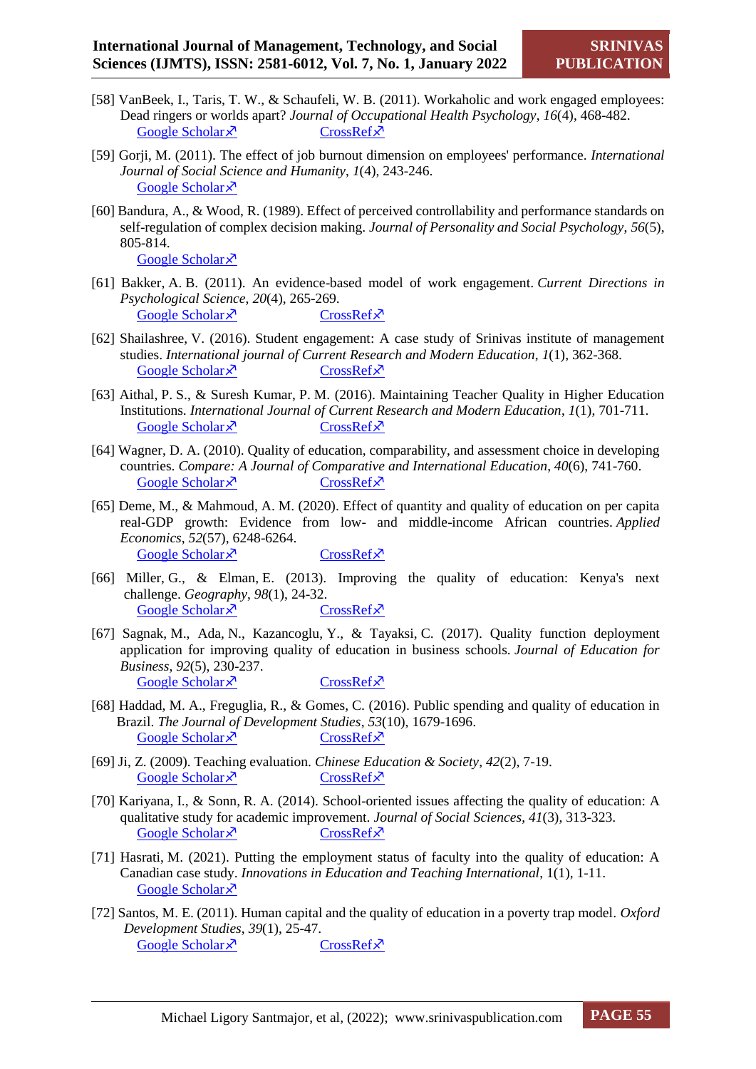[58] VanBeek, I., Taris, T. W., & Schaufeli, W. B. (2011). Workaholic and work engaged employees: Dead ringers or worlds apart? *Journal of Occupational Health Psychology*, *16*(4), 468-482.
Google Scholar↗ CrossRef↗

[59] Gorji, M. (2011). The effect of job burnout dimension on employees' performance. *International Journal of Social Science and Humanity*, *1*(4), 243-246.
Google Scholar↗

[60] Bandura, A., & Wood, R. (1989). Effect of perceived controllability and performance standards on self-regulation of complex decision making. *Journal of Personality and Social Psychology*, *56*(5), 805-814.
Google Scholar↗

[61] Bakker, A. B. (2011). An evidence-based model of work engagement. *Current Directions in Psychological Science*, *20*(4), 265-269.
Google Scholar↗ CrossRef↗

[62] Shailashree, V. (2016). Student engagement: A case study of Srinivas institute of management studies. *International journal of Current Research and Modern Education*, *1*(1), 362-368.
Google Scholar↗ CrossRef↗

[63] Aithal, P. S., & Suresh Kumar, P. M. (2016). Maintaining Teacher Quality in Higher Education Institutions. *International Journal of Current Research and Modern Education*, *1*(1), 701-711.
Google Scholar↗ CrossRef↗

[64] Wagner, D. A. (2010). Quality of education, comparability, and assessment choice in developing countries. *Compare: A Journal of Comparative and International Education*, *40*(6), 741-760.
Google Scholar↗ CrossRef↗

[65] Deme, M., & Mahmoud, A. M. (2020). Effect of quantity and quality of education on per capita real-GDP growth: Evidence from low- and middle-income African countries. *Applied Economics*, *52*(57), 6248-6264.
Google Scholar↗ CrossRef↗

[66] Miller, G., & Elman, E. (2013). Improving the quality of education: Kenya's next challenge. *Geography*, *98*(1), 24-32.
Google Scholar↗ CrossRef↗

[67] Sagnak, M., Ada, N., Kazancoglu, Y., & Tayaksi, C. (2017). Quality function deployment application for improving quality of education in business schools. *Journal of Education for Business*, *92*(5), 230-237.
Google Scholar↗ CrossRef↗

[68] Haddad, M. A., Freguglia, R., & Gomes, C. (2016). Public spending and quality of education in Brazil. *The Journal of Development Studies*, *53*(10), 1679-1696.
Google Scholar↗ CrossRef↗

[69] Ji, Z. (2009). Teaching evaluation. *Chinese Education & Society*, *42*(2), 7-19.
Google Scholar↗ CrossRef↗

[70] Kariyana, I., & Sonn, R. A. (2014). School-oriented issues affecting the quality of education: A qualitative study for academic improvement. *Journal of Social Sciences*, *41*(3), 313-323.
Google Scholar↗ CrossRef↗

[71] Hasrati, M. (2021). Putting the employment status of faculty into the quality of education: A Canadian case study. *Innovations in Education and Teaching International*, 1(1), 1-11.
Google Scholar↗

[72] Santos, M. E. (2011). Human capital and the quality of education in a poverty trap model. *Oxford Development Studies*, *39*(1), 25-47.
Google Scholar↗ CrossRef↗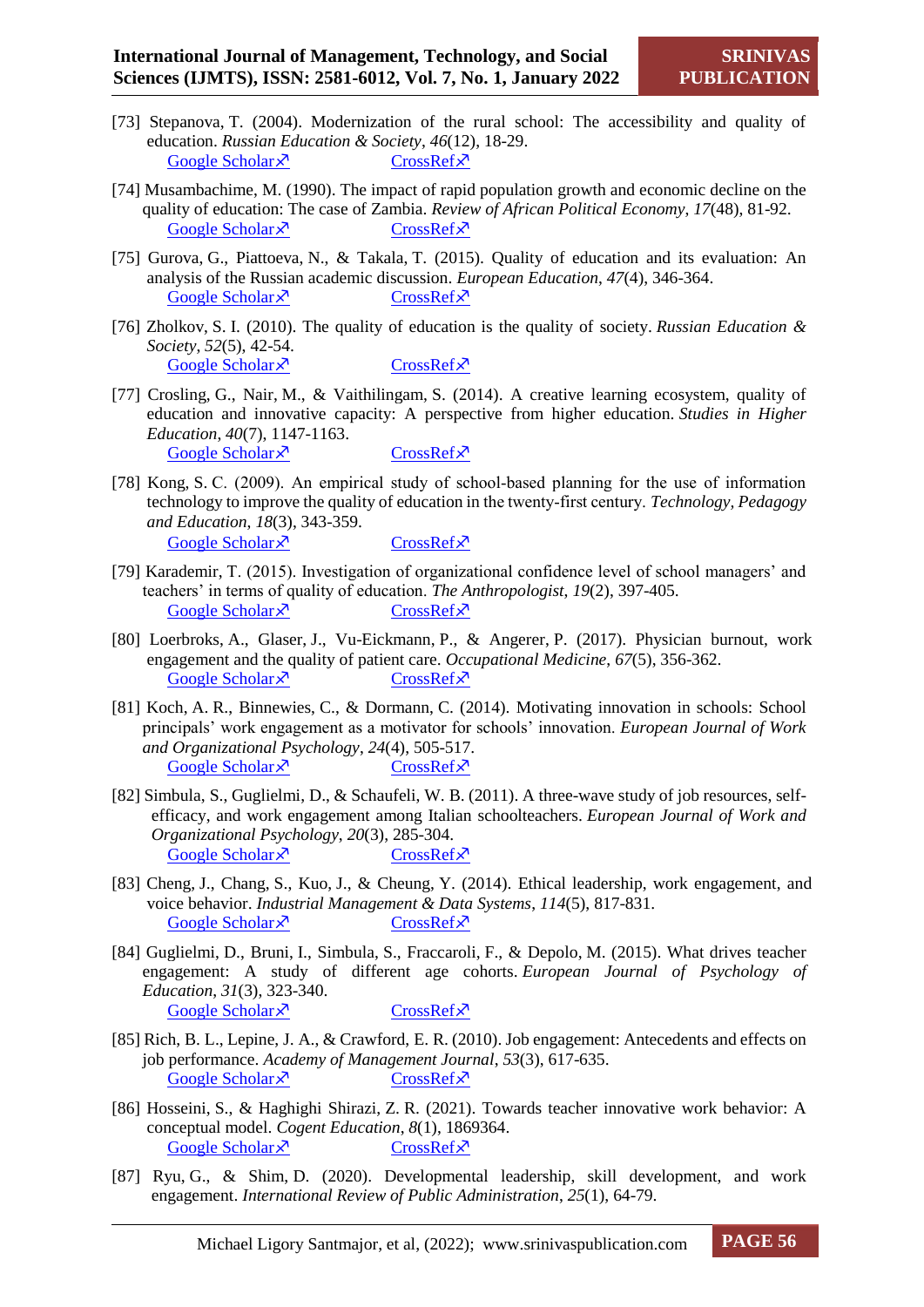[73] Stepanova, T. (2004). Modernization of the rural school: The accessibility and quality of education. *Russian Education & Society*, *46*(12), 18-29.
Google Scholar↗ CrossRef↗

[74] Musambachime, M. (1990). The impact of rapid population growth and economic decline on the quality of education: The case of Zambia. *Review of African Political Economy*, *17*(48), 81-92.
Google Scholar↗ CrossRef↗

[75] Gurova, G., Piattoeva, N., & Takala, T. (2015). Quality of education and its evaluation: An analysis of the Russian academic discussion. *European Education*, *47*(4), 346-364.
Google Scholar↗ CrossRef↗

[76] Zholkov, S. I. (2010). The quality of education is the quality of society. *Russian Education & Society*, *52*(5), 42-54.
Google Scholar↗ CrossRef↗

[77] Crosling, G., Nair, M., & Vaithilingam, S. (2014). A creative learning ecosystem, quality of education and innovative capacity: A perspective from higher education. *Studies in Higher Education*, *40*(7), 1147-1163.
Google Scholar↗ CrossRef↗

[78] Kong, S. C. (2009). An empirical study of school-based planning for the use of information technology to improve the quality of education in the twenty-first century. *Technology, Pedagogy and Education*, *18*(3), 343-359.
Google Scholar↗ CrossRef↗

[79] Karademir, T. (2015). Investigation of organizational confidence level of school managers' and teachers' in terms of quality of education. *The Anthropologist*, *19*(2), 397-405.
Google Scholar↗ CrossRef↗

[80] Loerbroks, A., Glaser, J., Vu-Eickmann, P., & Angerer, P. (2017). Physician burnout, work engagement and the quality of patient care. *Occupational Medicine*, *67*(5), 356-362.
Google Scholar↗ CrossRef↗

[81] Koch, A. R., Binnewies, C., & Dormann, C. (2014). Motivating innovation in schools: School principals' work engagement as a motivator for schools' innovation. *European Journal of Work and Organizational Psychology*, *24*(4), 505-517.
Google Scholar↗ CrossRef↗

[82] Simbula, S., Guglielmi, D., & Schaufeli, W. B. (2011). A three-wave study of job resources, self-efficacy, and work engagement among Italian schoolteachers. *European Journal of Work and Organizational Psychology*, *20*(3), 285-304.
Google Scholar↗ CrossRef↗

[83] Cheng, J., Chang, S., Kuo, J., & Cheung, Y. (2014). Ethical leadership, work engagement, and voice behavior. *Industrial Management & Data Systems*, *114*(5), 817-831.
Google Scholar↗ CrossRef↗

[84] Guglielmi, D., Bruni, I., Simbula, S., Fraccaroli, F., & Depolo, M. (2015). What drives teacher engagement: A study of different age cohorts. *European Journal of Psychology of Education*, *31*(3), 323-340.
Google Scholar↗ CrossRef↗

[85] Rich, B. L., Lepine, J. A., & Crawford, E. R. (2010). Job engagement: Antecedents and effects on job performance. *Academy of Management Journal*, *53*(3), 617-635.
Google Scholar↗ CrossRef↗

[86] Hosseini, S., & Haghighi Shirazi, Z. R. (2021). Towards teacher innovative work behavior: A conceptual model. *Cogent Education*, *8*(1), 1869364.
Google Scholar↗ CrossRef↗

[87] Ryu, G., & Shim, D. (2020). Developmental leadership, skill development, and work engagement. *International Review of Public Administration*, *25*(1), 64-79.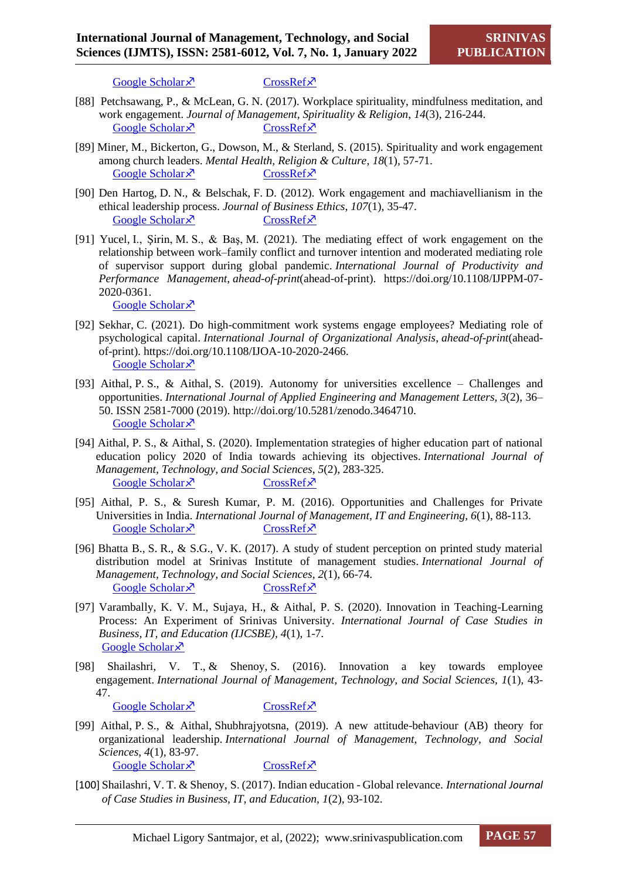Google Scholar↗ CrossRef↗

[88] Petchsawang, P., & McLean, G. N. (2017). Workplace spirituality, mindfulness meditation, and work engagement. *Journal of Management, Spirituality & Religion*, *14*(3), 216-244.
Google Scholar↗ CrossRef↗

[89] Miner, M., Bickerton, G., Dowson, M., & Sterland, S. (2015). Spirituality and work engagement among church leaders. *Mental Health, Religion & Culture*, *18*(1), 57-71.
Google Scholar↗ CrossRef↗

[90] Den Hartog, D. N., & Belschak, F. D. (2012). Work engagement and machiavellianism in the ethical leadership process. *Journal of Business Ethics*, *107*(1), 35-47.
Google Scholar↗ CrossRef↗

[91] Yucel, I., Şirin, M. S., & Baş, M. (2021). The mediating effect of work engagement on the relationship between work–family conflict and turnover intention and moderated mediating role of supervisor support during global pandemic. *International Journal of Productivity and Performance Management*, *ahead-of-print*(ahead-of-print). https://doi.org/10.1108/IJPPM-07-2020-0361.
Google Scholar↗

[92] Sekhar, C. (2021). Do high-commitment work systems engage employees? Mediating role of psychological capital. *International Journal of Organizational Analysis*, *ahead-of-print*(ahead-of-print). https://doi.org/10.1108/IJOA-10-2020-2466.
Google Scholar↗

[93] Aithal, P. S., & Aithal, S. (2019). Autonomy for universities excellence – Challenges and opportunities. *International Journal of Applied Engineering and Management Letters, 3*(2), 36–50. ISSN 2581-7000 (2019). http://doi.org/10.5281/zenodo.3464710.
Google Scholar↗

[94] Aithal, P. S., & Aithal, S. (2020). Implementation strategies of higher education part of national education policy 2020 of India towards achieving its objectives. *International Journal of Management, Technology, and Social Sciences*, *5*(2), 283-325.
Google Scholar↗ CrossRef↗

[95] Aithal, P. S., & Suresh Kumar, P. M. (2016). Opportunities and Challenges for Private Universities in India. *International Journal of Management, IT and Engineering, 6*(1), 88-113.
Google Scholar↗ CrossRef↗

[96] Bhatta B., S. R., & S.G., V. K. (2017). A study of student perception on printed study material distribution model at Srinivas Institute of management studies. *International Journal of Management, Technology, and Social Sciences, 2*(1), 66-74.
Google Scholar↗ CrossRef↗

[97] Varambally, K. V. M., Sujaya, H., & Aithal, P. S. (2020). Innovation in Teaching-Learning Process: An Experiment of Srinivas University. *International Journal of Case Studies in Business, IT, and Education (IJCSBE), 4*(1), 1-7.
Google Scholar↗

[98] Shailashri, V. T., & Shenoy, S. (2016). Innovation a key towards employee engagement. *International Journal of Management, Technology, and Social Sciences, 1*(1), 43-47.
Google Scholar↗ CrossRef↗

[99] Aithal, P. S., & Aithal, Shubhrajyotsna, (2019). A new attitude-behaviour (AB) theory for organizational leadership. *International Journal of Management, Technology, and Social Sciences, 4*(1), 83-97.
Google Scholar↗ CrossRef↗

[100] Shailashri, V. T. & Shenoy, S. (2017). Indian education - Global relevance. *International Journal of Case Studies in Business, IT, and Education, 1*(2), 93-102.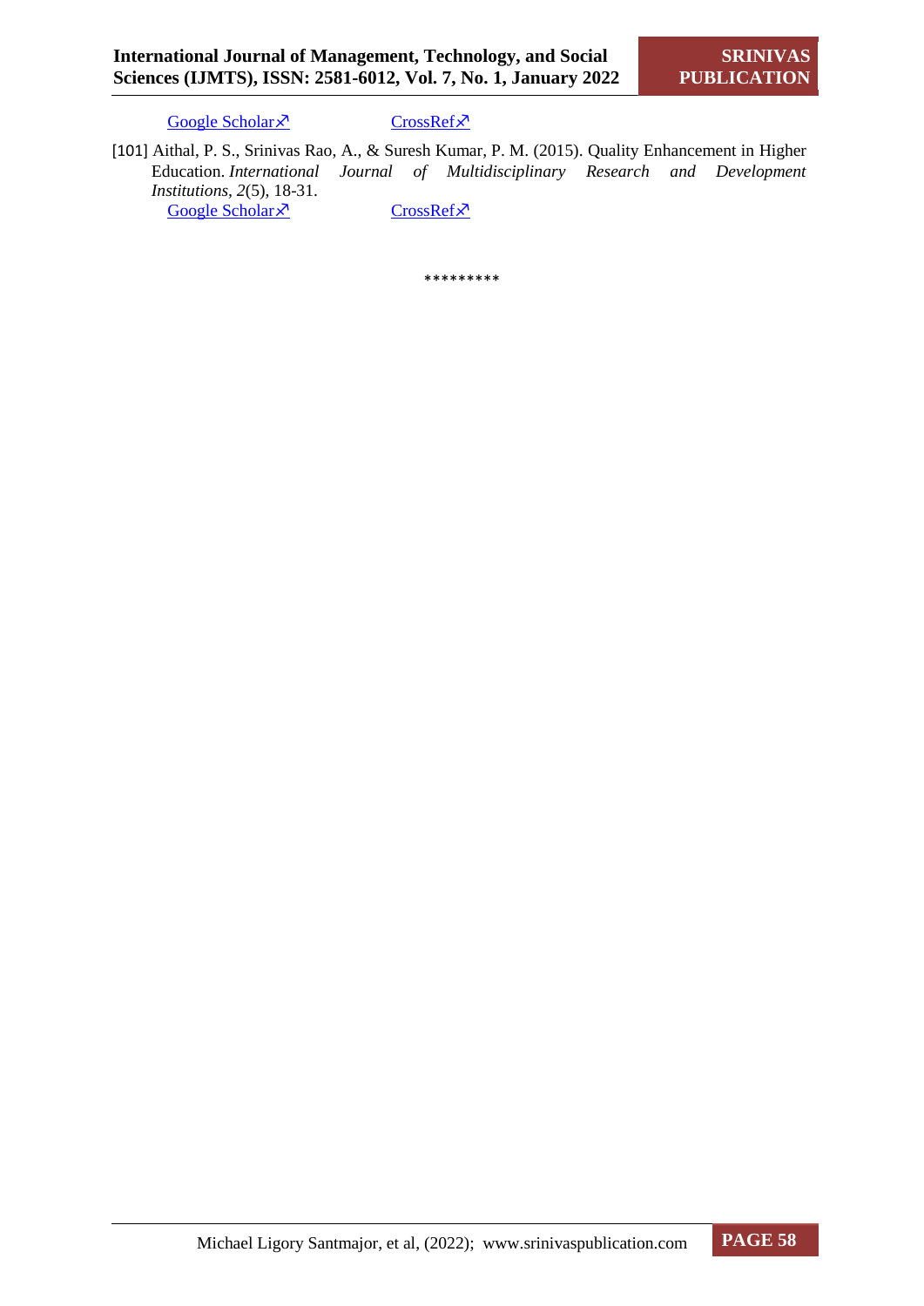[Google Scholar↗](#) [CrossRef↗](#)

[101] Aithal, P. S., Srinivas Rao, A., & Suresh Kumar, P. M. (2015). Quality Enhancement in Higher Education. *International Journal of Multidisciplinary Research and Development Institutions*, *2*(5), 18-31.
[Google Scholar↗](#) [CrossRef↗](#)

*********